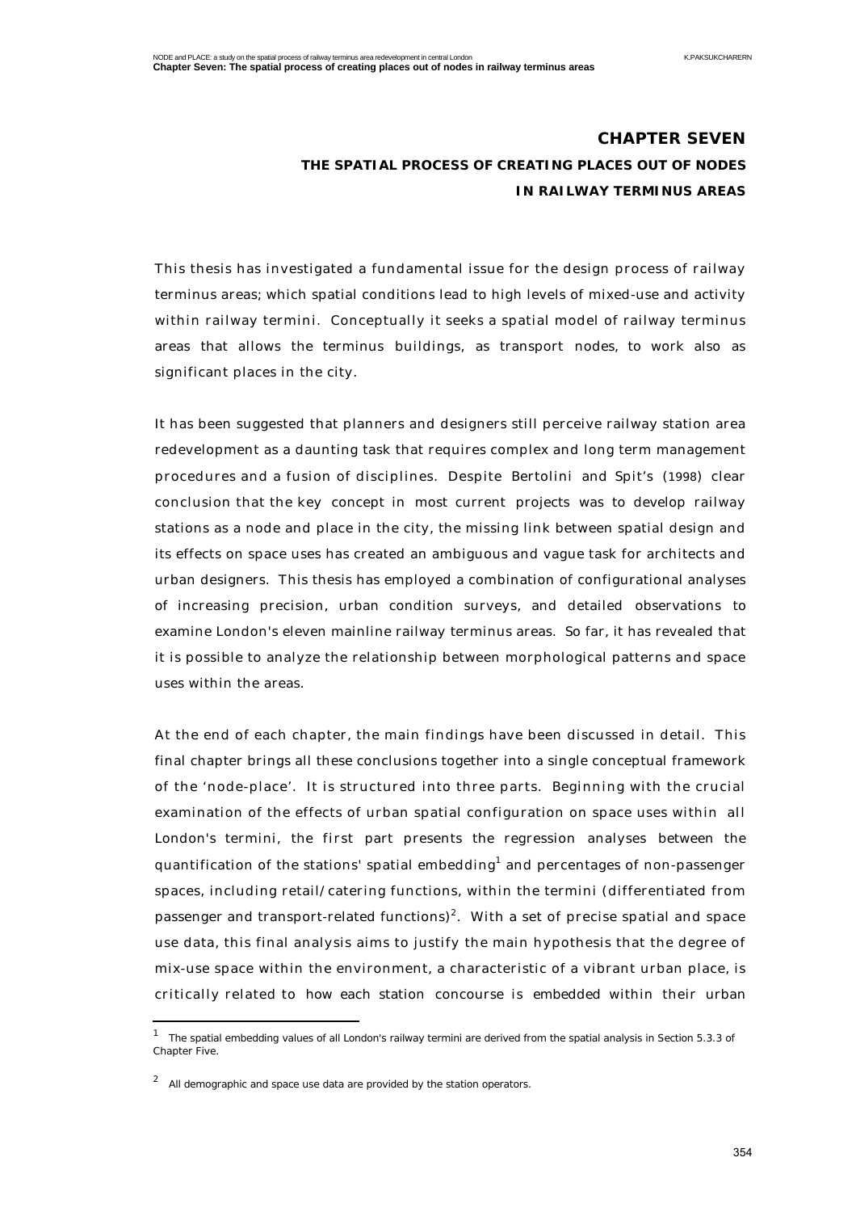# CHAPTER SEVEN

## THE SPATIAL PROCESS OF CREATING PLACES OUT OF NODES IN RAILWAY TERMINUS AREAS

This thesis has investigated a fundamental issue for the design process of railway terminus areas; which spatial conditions lead to high levels of mixed-use and activity within railway termini. Conceptually it seeks a spatial model of railway terminus areas that allows the terminus buildings, as transport nodes, to work also as significant places in the city.

It has been suggested that planners and designers still perceive railway station area redevelopment as a daunting task that requires complex and long term management procedures and a fusion of disciplines. Despite Bertolini and Spit's (1998) clear conclusion that the key concept in most current projects was to develop railway stations as a node and place in the city, the missing link between spatial design and its effects on space uses has created an ambiguous and vague task for architects and urban designers. This thesis has employed a combination of configurational analyses of increasing precision, urban condition surveys, and detailed observations to examine London's eleven mainline railway terminus areas. So far, it has revealed that it is possible to analyze the relationship between morphological patterns and space uses within the areas.

At the end of each chapter, the main findings have been discussed in detail. This final chapter brings all these conclusions together into a single conceptual framework of the 'node-place'. It is structured into three parts. Beginning with the crucial examination of the effects of urban spatial configuration on space uses within all London's termini, the first part presents the regression analyses between the quantification of the stations' spatial embedding[1] and percentages of non-passenger spaces, including retail/catering functions, within the termini (differentiated from passenger and transport-related functions)[2]. With a set of precise spatial and space use data, this final analysis aims to justify the main hypothesis that the degree of mix-use space within the environment, a characteristic of a vibrant urban place, is critically related to how each station concourse is embedded within their urban

---

[1] The spatial embedding values of all London's railway termini are derived from the spatial analysis in Section 5.3.3 of Chapter Five.

[2] All demographic and space use data are provided by the station operators.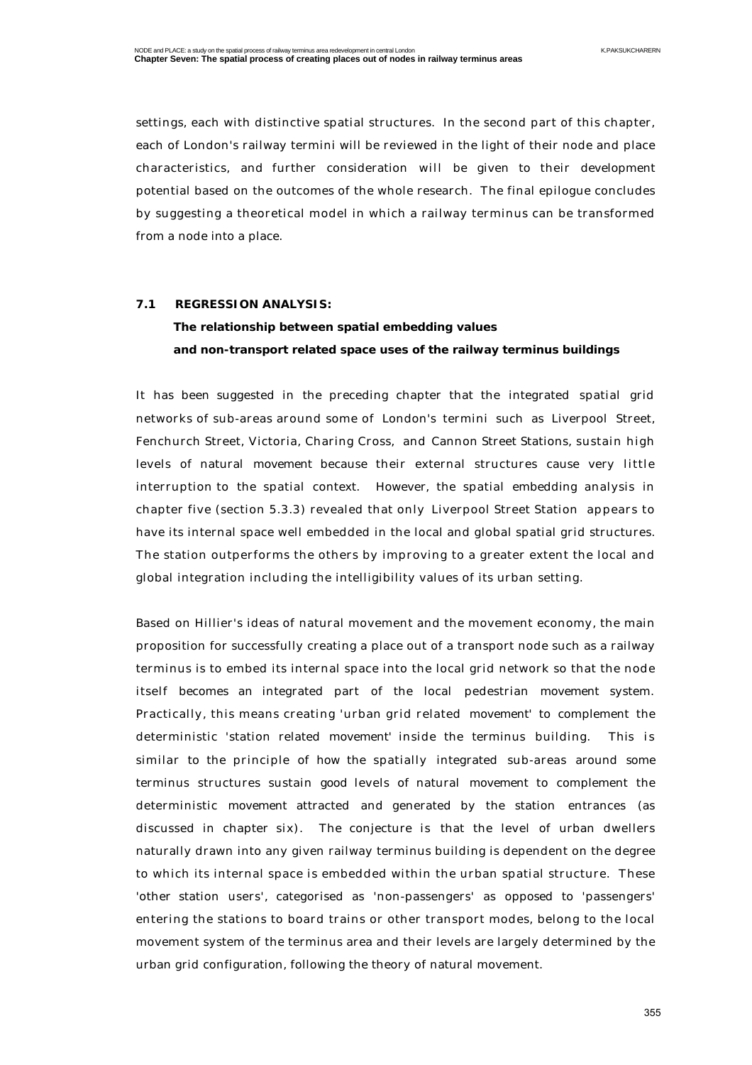settings, each with distinctive spatial structures. In the second part of this chapter, each of London's railway termini will be reviewed in the light of their node and place characteristics, and further consideration will be given to their development potential based on the outcomes of the whole research. The final epilogue concludes by suggesting a theoretical model in which a railway terminus can be transformed from a node into a place.

### 7.1 REGRESSION ANALYSIS: The relationship between spatial embedding values and non-transport related space uses of the railway terminus buildings

It has been suggested in the preceding chapter that the integrated spatial grid networks of sub-areas around some of London's termini such as Liverpool Street, Fenchurch Street, Victoria, Charing Cross, and Cannon Street Stations, sustain high levels of natural movement because their external structures cause very little interruption to the spatial context. However, the spatial embedding analysis in chapter five (section 5.3.3) revealed that only Liverpool Street Station appears to have its internal space well embedded in the local and global spatial grid structures. The station outperforms the others by improving to a greater extent the local and global integration including the intelligibility values of its urban setting.

Based on Hillier's ideas of natural movement and the movement economy, the main proposition for successfully creating a place out of a transport node such as a railway terminus is to embed its internal space into the local grid network so that the node itself becomes an integrated part of the local pedestrian movement system. Practically, this means creating 'urban grid related movement' to complement the deterministic 'station related movement' inside the terminus building. This is similar to the principle of how the spatially integrated sub-areas around some terminus structures sustain good levels of natural movement to complement the deterministic movement attracted and generated by the station entrances (as discussed in chapter six). The conjecture is that the level of urban dwellers naturally drawn into any given railway terminus building is dependent on the degree to which its internal space is embedded within the urban spatial structure. These 'other station users', categorised as 'non-passengers' as opposed to 'passengers' entering the stations to board trains or other transport modes, belong to the local movement system of the terminus area and their levels are largely determined by the urban grid configuration, following the theory of natural movement.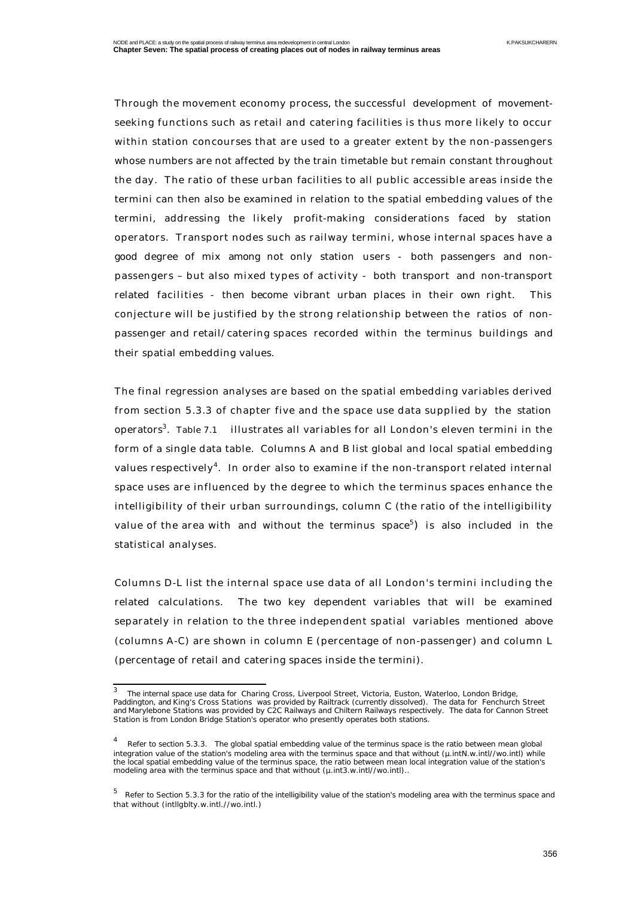Through the movement economy process, the successful development of movement-seeking functions such as retail and catering facilities is thus more likely to occur within station concourses that are used to a greater extent by the non-passengers whose numbers are not affected by the train timetable but remain constant throughout the day. The ratio of these urban facilities to all public accessible areas inside the termini can then also be examined in relation to the spatial embedding values of the termini, addressing the likely profit-making considerations faced by station operators. Transport nodes such as railway termini, whose internal spaces have a good degree of mix among not only station users - both passengers and non-passengers – but also mixed types of activity - both transport and non-transport related facilities - then become vibrant urban places in their own right. This conjecture will be justified by the strong relationship between the ratios of non-passenger and retail/catering spaces recorded within the terminus buildings and their spatial embedding values.

The final regression analyses are based on the spatial embedding variables derived from section 5.3.3 of chapter five and the space use data supplied by the station operators[3]. Table 7.1 illustrates all variables for all London's eleven termini in the form of a single data table. Columns A and B list global and local spatial embedding values respectively[4]. In order also to examine if the non-transport related internal space uses are influenced by the degree to which the terminus spaces enhance the intelligibility of their urban surroundings, column C (the ratio of the intelligibility value of the area with and without the terminus space[5]) is also included in the statistical analyses.

Columns D-L list the internal space use data of all London's termini including the related calculations. The two key dependent variables that will be examined separately in relation to the three independent spatial variables mentioned above (columns A-C) are shown in column E (percentage of non-passenger) and column L (percentage of retail and catering spaces inside the termini).

---

[3] The internal space use data for Charing Cross, Liverpool Street, Victoria, Euston, Waterloo, London Bridge, Paddington, and King's Cross Stations was provided by Railtrack (currently dissolved). The data for Fenchurch Street and Marylebone Stations was provided by C2C Railways and Chiltern Railways respectively. The data for Cannon Street Station is from London Bridge Station's operator who presently operates both stations.

[4] Refer to section 5.3.3. The global spatial embedding value of the terminus space is the ratio between mean global integration value of the station's modeling area with the terminus space and that without (µ.intN.w.intl//wo.intl) while the local spatial embedding value of the terminus space, the ratio between mean local integration value of the station's modeling area with the terminus space and that without (µ.int3.w.intl//wo.intl)..

[5] Refer to Section 5.3.3 for the ratio of the intelligibility value of the station's modeling area with the terminus space and that without (intllgblty.w.intl.//wo.intl.)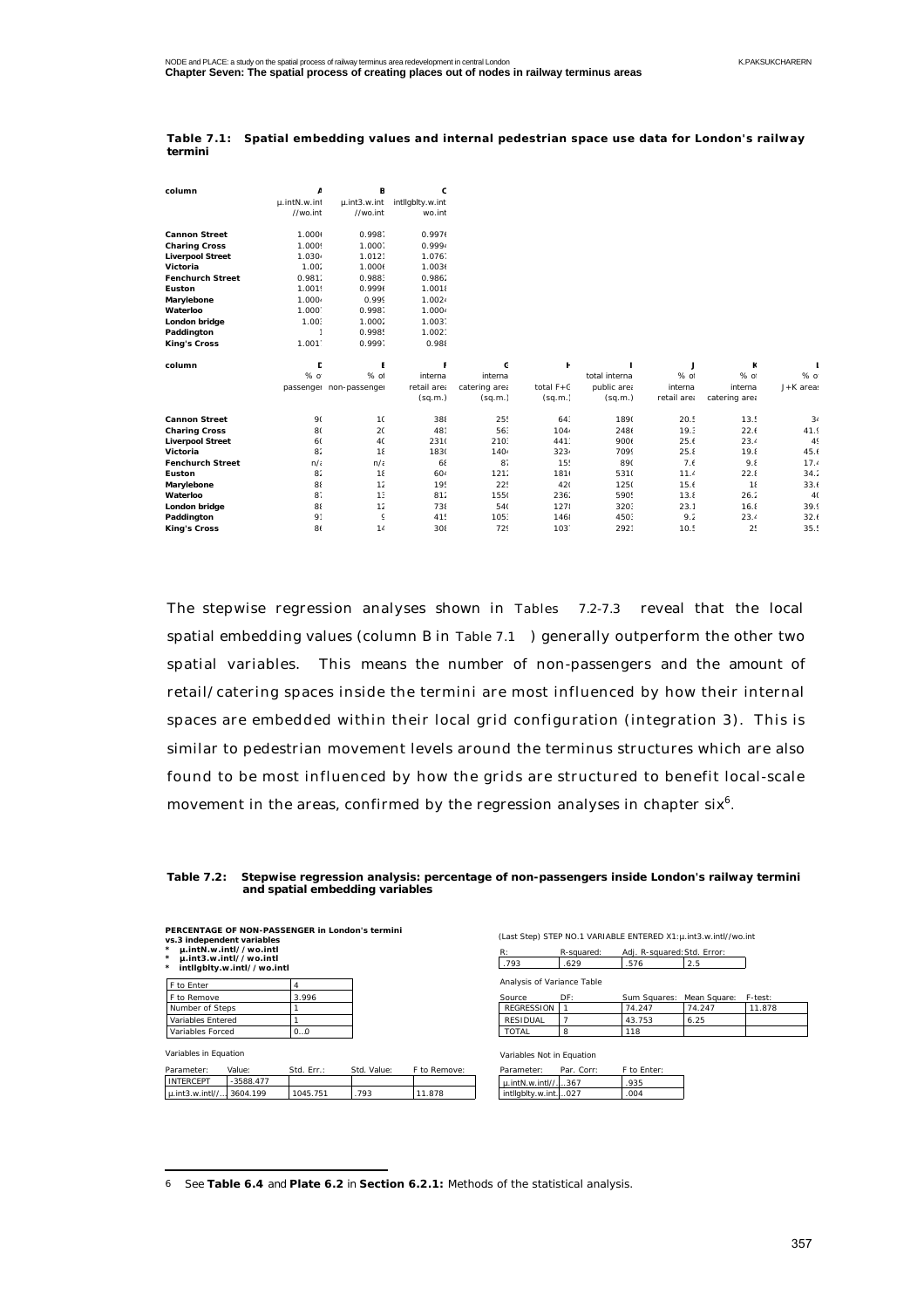**Table 7.1: Spatial embedding values and internal pedestrian space use data for London's railway termini**

| column | A | B | C |
|---|---|---|---|
| | µ.intN.w.int //wo.int | µ.int3.w.int //wo.int | intllgblty.w.int wo.int |
| **Cannon Street** | 1.000( | 0.998: | 0.997( |
| **Charing Cross** | 1.000! | 1.000: | 0.999, |
| **Liverpool Street** | 1.030, | 1.012: | 1.076: |
| **Victoria** | 1.00: | 1.000( | 1.003( |
| **Fenchurch Street** | 0.981: | 0.988: | 0.986: |
| **Euston** | 1.001! | 0.999( | 1.001{ |
| **Marylebone** | 1.000, | 0.999 | 1.002, |
| **Waterloo** | 1.000' | 0.998: | 1.000, |
| **London bridge** | 1.00: | 1.000: | 1.003: |
| **Paddington** | 1 | 0.998! | 1.002: |
| **King's Cross** | 1.001' | 0.999: | 0.98{ |

| column | D | E | F | G | H | I | J | K | L |
|---|---|---|---|---|---|---|---|---|---|
| | % o passenger | % of non-passenger | interna retail area (sq.m.) | interna catering area (sq.m.) | total F+G (sq.m.) | total interna public area (sq.m.) | % of interna retail area | % of interna catering area | % of J+K areas |
| **Cannon Street** | 9( | 1( | 38( | 25! | 64: | 189( | 20.! | 13.! | 3, |
| **Charing Cross** | 8( | 2( | 48: | 56: | 104, | 248( | 19.: | 22.( | 41.! |
| **Liverpool Street** | 6( | 4( | 231( | 210: | 441: | 900( | 25.( | 23., | 4! |
| **Victoria** | 8: | 1{ | 183( | 140, | 323, | 709! | 25.{ | 19.{ | 45.( |
| **Fenchurch Street** | n/: | n/: | 6{ | 8: | 15! | 89( | 7.( | 9.{ | 17., |
| **Euston** | 8: | 1{ | 60, | 121: | 181( | 531( | 11., | 22.{ | 34.: |
| **Marylebone** | 8{ | 1: | 19! | 22! | 42( | 125( | 15.( | 1{ | 33.( |
| **Waterloo** | 8: | 1: | 81: | 155( | 236: | 590! | 13.{ | 26.: | 4( |
| **London bridge** | 8{ | 1: | 73{ | 54( | 127{ | 320: | 23.: | 16.{ | 39.! |
| **Paddington** | 9: | ! | 41! | 105: | 146{ | 450: | 9.: | 23., | 32.( |
| **King's Cross** | 8( | 1, | 30{ | 72! | 103' | 292: | 10.! | 2! | 35.! |

The stepwise regression analyses shown in Tables 7.2-7.3 reveal that the local spatial embedding values (column B in Table 7.1 ) generally outperform the other two spatial variables. This means the number of non-passengers and the amount of retail/catering spaces inside the termini are most influenced by how their internal spaces are embedded within their local grid configuration (integration 3). This is similar to pedestrian movement levels around the terminus structures which are also found to be most influenced by how the grids are structured to benefit local-scale movement in the areas, confirmed by the regression analyses in chapter six[6].

**Table 7.2: Stepwise regression analysis: percentage of non-passengers inside London's railway termini and spatial embedding variables**

**PERCENTAGE OF NON-PASSENGER in London's termini vs.3 independent variables**
* **µ.intN.w.intl//wo.intl**
* **µ.int3.w.intl//wo.intl**
* **intllgblty.w.intl//wo.intl**

| | |
|---|---|
| F to Enter | 4 |
| F to Remove | 3.996 |
| Number of Steps | 1 |
| Variables Entered | 1 |
| Variables Forced | 0...0 |

Variables in Equation

| Parameter: | Value: | Std. Err.: | Std. Value: | F to Remove: |
|---|---|---|---|---|
| INTERCEPT | -3588.477 | | | |
| µ.int3.w.intl//... | 3604.199 | 1045.751 | .793 | 11.878 |

(Last Step) STEP NO.1 VARIABLE ENTERED X1:µ.int3.w.intl//wo.int

| R: | R-squared: | Adj. R-squared: | Std. Error: |
|---|---|---|---|
| .793 | .629 | .576 | 2.5 |

Analysis of Variance Table

| Source | DF: | Sum Squares: | Mean Square: | F-test: |
|---|---|---|---|---|
| REGRESSION | 1 | 74.247 | 74.247 | 11.878 |
| RESIDUAL | 7 | 43.753 | 6.25 | |
| TOTAL | 8 | 118 | | |

Variables Not in Equation

| Parameter: | Par. Corr: | F to Enter: |
|---|---|---|
| µ.intN.w.intl//... | .367 | .935 |
| intllgblty.w.int... | .027 | .004 |

6 See **Table 6.4** and **Plate 6.2** in **Section 6.2.1:** Methods of the statistical analysis.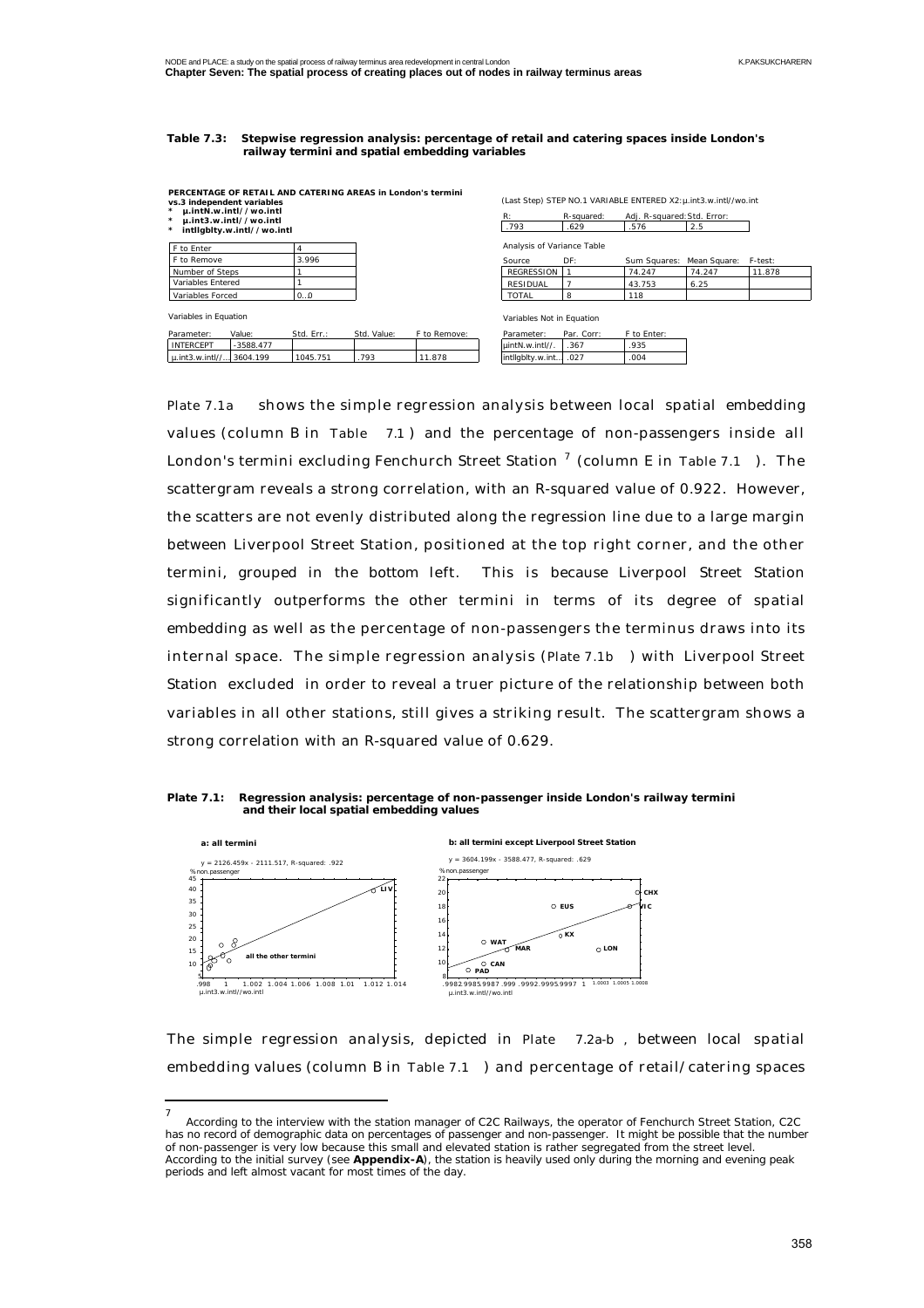**Table 7.3: Stepwise regression analysis: percentage of retail and catering spaces inside London's railway termini and spatial embedding variables**

**PERCENTAGE OF RETAIL AND CATERING AREAS in London's termini vs.3 independent variables**
* µ.intN.w.intl//wo.intl
* µ.int3.w.intl//wo.intl
* intllgblty.w.intl//wo.intl

| | |
|---|---|
| F to Enter | 4 |
| F to Remove | 3.996 |
| Number of Steps | 1 |
| Variables Entered | 1 |
| Variables Forced | 0..0 |

Variables in Equation

| Parameter: | Value: | Std. Err.: | Std. Value: | F to Remove: |
|---|---|---|---|---|
| INTERCEPT | -3588.477 | | | |
| µ.int3.w.intl//... | 3604.199 | 1045.751 | .793 | 11.878 |

(Last Step) STEP NO.1 VARIABLE ENTERED X2:µ.int3.w.intl//wo.int

| R: | R-squared: | Adj. R-squared: | Std. Error: |
|---|---|---|---|
| .793 | .629 | .576 | 2.5 |

Analysis of Variance Table

| Source | DF: | Sum Squares: | Mean Square: | F-test: |
|---|---|---|---|---|
| REGRESSION | 1 | 74.247 | 74.247 | 11.878 |
| RESIDUAL | 7 | 43.753 | 6.25 | |
| TOTAL | 8 | 118 | | |

Variables Not in Equation

| Parameter: | Par. Corr: | F to Enter: |
|---|---|---|
| µintN.w.intl//. | .367 | .935 |
| intllgblty.w.int... | .027 | .004 |

Plate 7.1a shows the simple regression analysis between local spatial embedding values (column B in Table 7.1) and the percentage of non-passengers inside all London's termini excluding Fenchurch Street Station [7] (column E in Table 7.1). The scattergram reveals a strong correlation, with an R-squared value of 0.922. However, the scatters are not evenly distributed along the regression line due to a large margin between Liverpool Street Station, positioned at the top right corner, and the other termini, grouped in the bottom left. This is because Liverpool Street Station significantly outperforms the other termini in terms of its degree of spatial embedding as well as the percentage of non-passengers the terminus draws into its internal space. The simple regression analysis (Plate 7.1b) with Liverpool Street Station excluded in order to reveal a truer picture of the relationship between both variables in all other stations, still gives a striking result. The scattergram shows a strong correlation with an R-squared value of 0.629.

**Plate 7.1: Regression analysis: percentage of non-passenger inside London's railway termini and their local spatial embedding values**

**a: all termini**

y = 2126.459x - 2111.517, R-squared: .922

%non.passenger

45 40 35 30 25 20 15 10 5

LIV

all the other termini

.998 1 1.002 1.004 1.006 1.008 1.01 1.012 1.014

µ.int3.w.intl//wo.intl

**b: all termini except Liverpool Street Station**

y = 3604.199x - 3588.477, R-squared: .629

%non.passenger

22 20 18 16 14 12 10 8

CHX VIC EUS KX WAT MAR LON CAN PAD

.9982 .9985 .9987 .999 .9992 .9995 .9997 1 1.0003 1.0005 1.0008

µ.int3.w.intl//wo.intl

The simple regression analysis, depicted in Plate 7.2a-b, between local spatial embedding values (column B in Table 7.1) and percentage of retail/catering spaces

---

[7] According to the interview with the station manager of C2C Railways, the operator of Fenchurch Street Station, C2C has no record of demographic data on percentages of passenger and non-passenger. It might be possible that the number of non-passenger is very low because this small and elevated station is rather segregated from the street level. According to the initial survey (see **Appendix-A**), the station is heavily used only during the morning and evening peak periods and left almost vacant for most times of the day.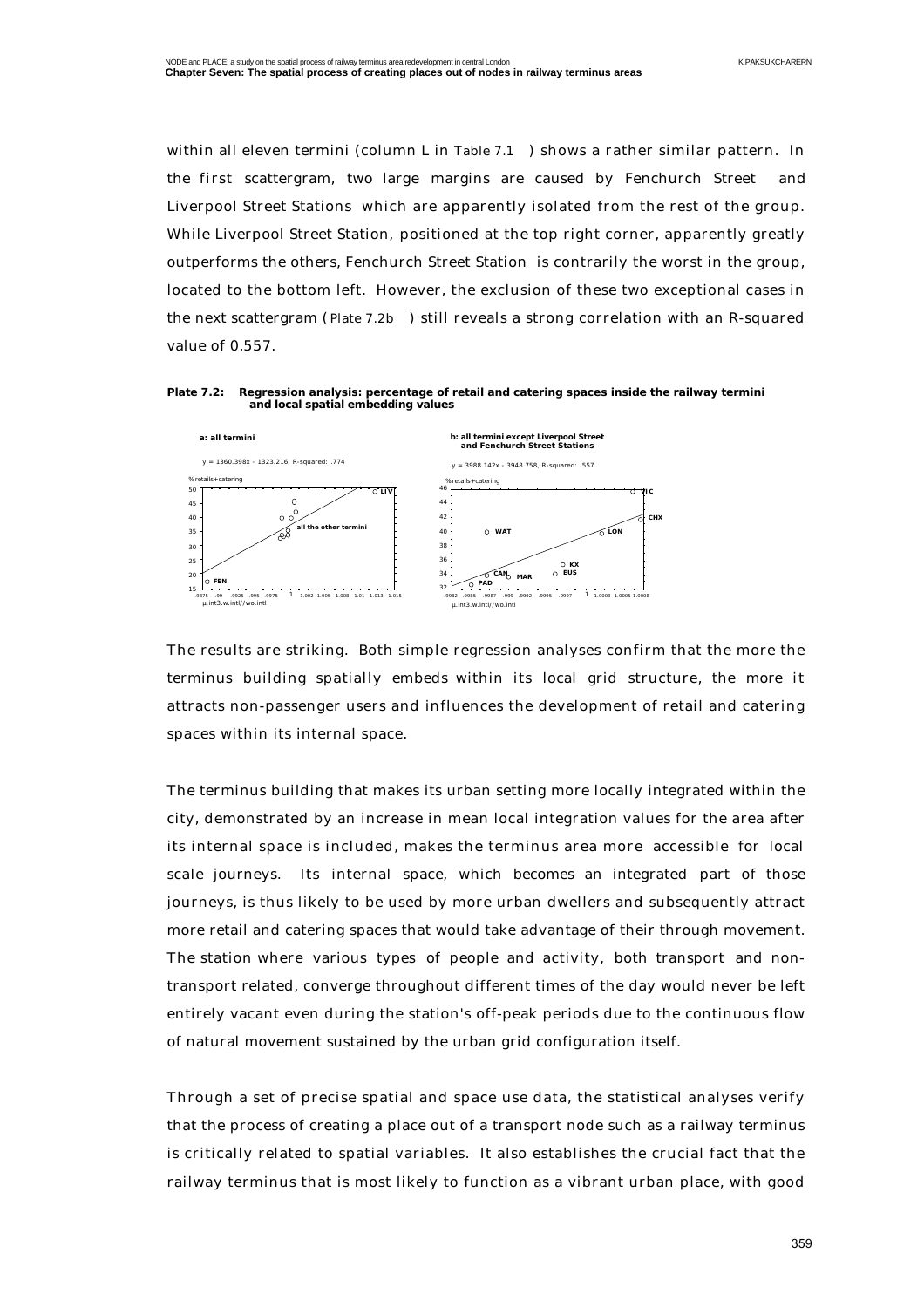within all eleven termini (column L in Table 7.1 ) shows a rather similar pattern. In the first scattergram, two large margins are caused by Fenchurch Street and Liverpool Street Stations which are apparently isolated from the rest of the group. While Liverpool Street Station, positioned at the top right corner, apparently greatly outperforms the others, Fenchurch Street Station is contrarily the worst in the group, located to the bottom left. However, the exclusion of these two exceptional cases in the next scattergram (Plate 7.2b ) still reveals a strong correlation with an R-squared value of 0.557.

**Plate 7.2: Regression analysis: percentage of retail and catering spaces inside the railway termini and local spatial embedding values**

**a: all termini**

y = 1360.398x - 1323.216, R-squared: .774

%retails+catering

50
45
40
35
30
25
20
15

LIV
all the other termini
FEN

.9875 .99 .9925 .995 .9975 1 1.002 1.005 1.008 1.01 1.013 1.015

µ.int3.w.intl//wo.intl

**b: all termini except Liverpool Street and Fenchurch Street Stations**

y = 3988.142x - 3948.758, R-squared: .557

%retails+catering

46
44
42
40
38
36
34
32

VIC
CHX
WAT
LON
KX
EUS
CAN
MAR
PAD

.9982 .9985 .9987 .999 .9992 .9995 .9997 1 1.0003 1.0005 1.0008

µ.int3.w.intl//wo.intl

The results are striking. Both simple regression analyses confirm that the more the terminus building spatially embeds within its local grid structure, the more it attracts non-passenger users and influences the development of retail and catering spaces within its internal space.

The terminus building that makes its urban setting more locally integrated within the city, demonstrated by an increase in mean local integration values for the area after its internal space is included, makes the terminus area more accessible for local scale journeys. Its internal space, which becomes an integrated part of those journeys, is thus likely to be used by more urban dwellers and subsequently attract more retail and catering spaces that would take advantage of their through movement. The station where various types of people and activity, both transport and non-transport related, converge throughout different times of the day would never be left entirely vacant even during the station's off-peak periods due to the continuous flow of natural movement sustained by the urban grid configuration itself.

Through a set of precise spatial and space use data, the statistical analyses verify that the process of creating a place out of a transport node such as a railway terminus is critically related to spatial variables. It also establishes the crucial fact that the railway terminus that is most likely to function as a vibrant urban place, with good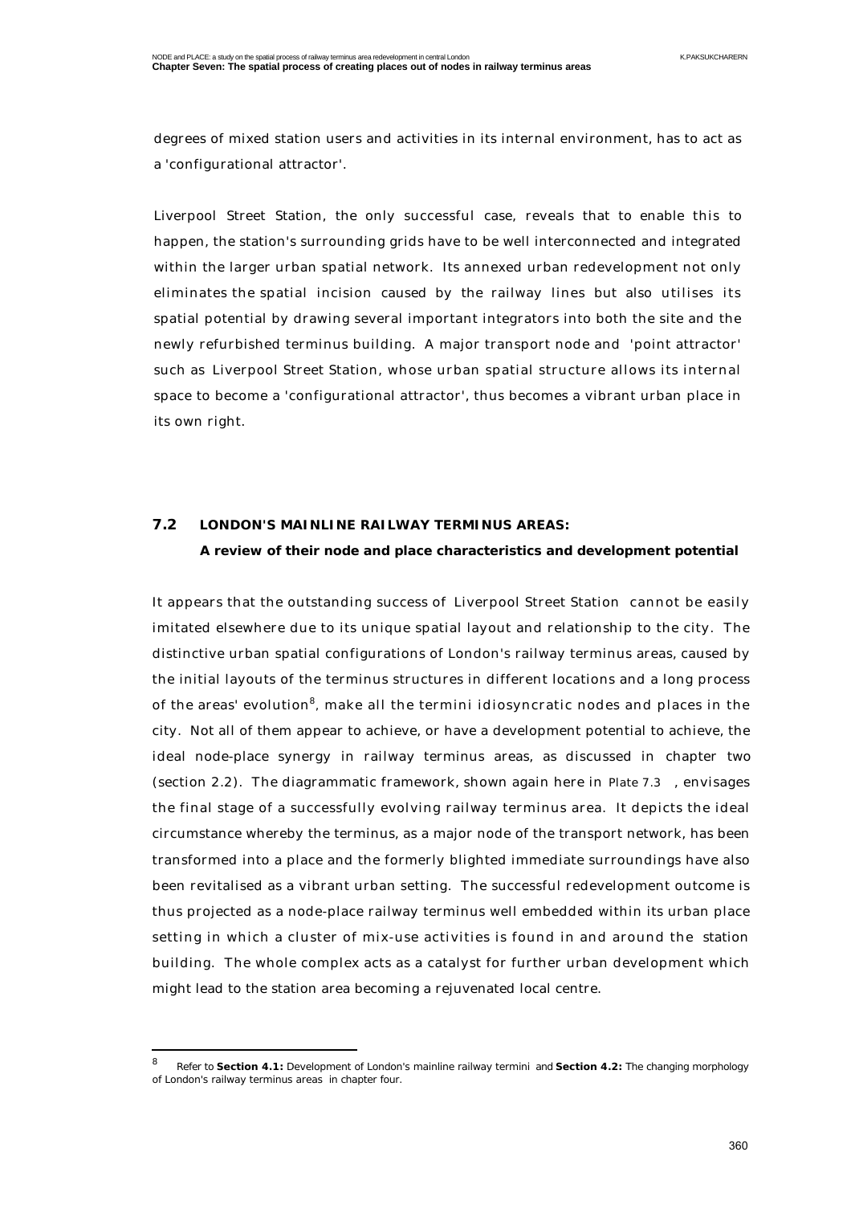degrees of mixed station users and activities in its internal environment, has to act as a 'configurational attractor'.

Liverpool Street Station, the only successful case, reveals that to enable this to happen, the station's surrounding grids have to be well interconnected and integrated within the larger urban spatial network. Its annexed urban redevelopment not only eliminates the spatial incision caused by the railway lines but also utilises its spatial potential by drawing several important integrators into both the site and the newly refurbished terminus building. A major transport node and 'point attractor' such as Liverpool Street Station, whose urban spatial structure allows its internal space to become a 'configurational attractor', thus becomes a vibrant urban place in its own right.

## 7.2 LONDON'S MAINLINE RAILWAY TERMINUS AREAS:

### A review of their node and place characteristics and development potential

It appears that the outstanding success of Liverpool Street Station cannot be easily imitated elsewhere due to its unique spatial layout and relationship to the city. The distinctive urban spatial configurations of London's railway terminus areas, caused by the initial layouts of the terminus structures in different locations and a long process of the areas' evolution[8], make all the termini idiosyncratic nodes and places in the city. Not all of them appear to achieve, or have a development potential to achieve, the ideal node-place synergy in railway terminus areas, as discussed in chapter two (section 2.2). The diagrammatic framework, shown again here in Plate 7.3 , envisages the final stage of a successfully evolving railway terminus area. It depicts the ideal circumstance whereby the terminus, as a major node of the transport network, has been transformed into a place and the formerly blighted immediate surroundings have also been revitalised as a vibrant urban setting. The successful redevelopment outcome is thus projected as a node-place railway terminus well embedded within its urban place setting in which a cluster of mix-use activities is found in and around the station building. The whole complex acts as a catalyst for further urban development which might lead to the station area becoming a rejuvenated local centre.

[8] Refer to **Section 4.1:** Development of London's mainline railway termini and **Section 4.2:** The changing morphology of London's railway terminus areas in chapter four.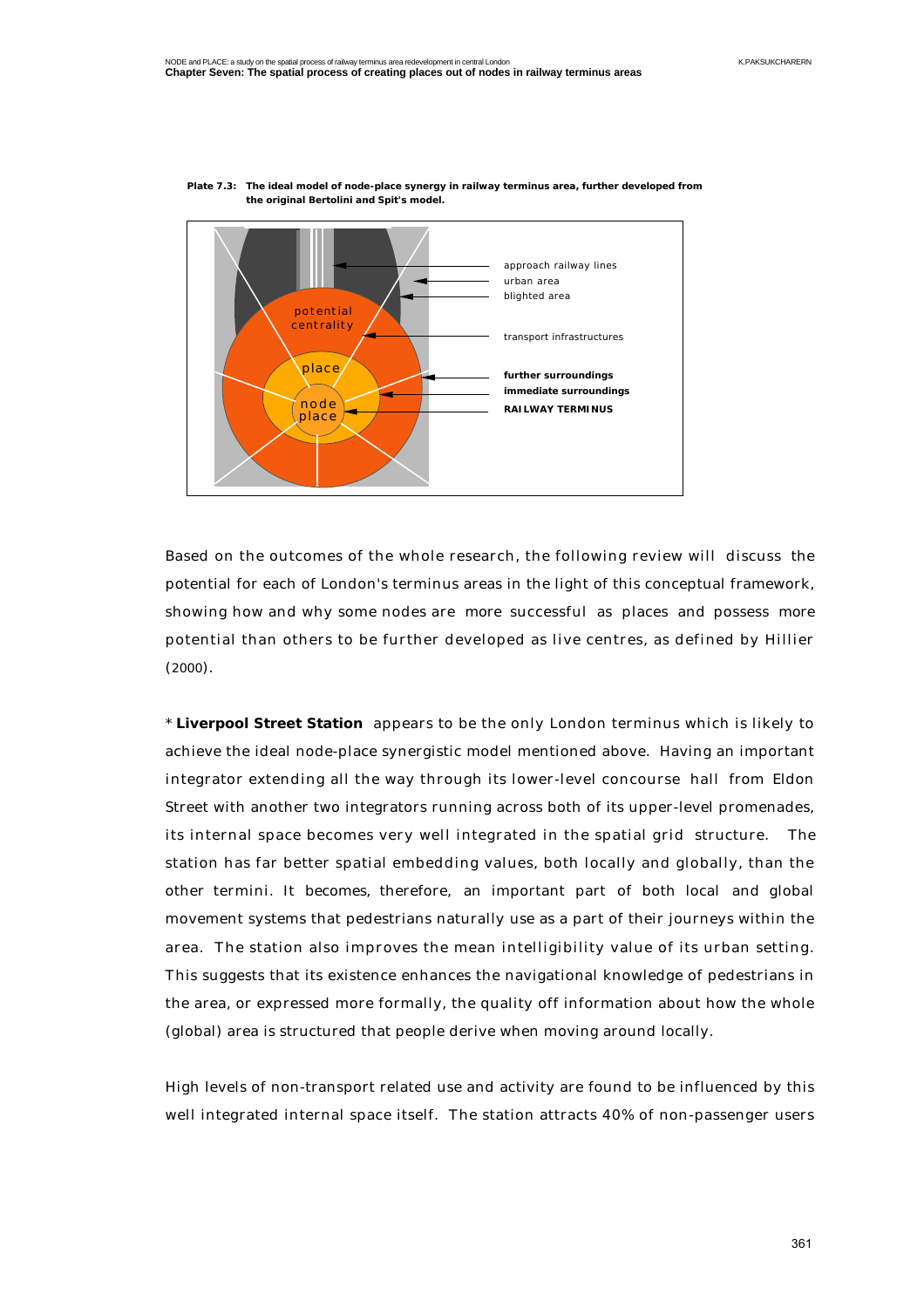**Plate 7.3: The ideal model of node-place synergy in railway terminus area, further developed from the original Bertolini and Spit's model.**

potential centrality

place

node place

approach railway lines

urban area

blighted area

transport infrastructures

**further surroundings**

**immediate surroundings**

**RAILWAY TERMINUS**

Based on the outcomes of the whole research, the following review will discuss the potential for each of London's terminus areas in the light of this conceptual framework, showing how and why some nodes are more successful as places and possess more potential than others to be further developed as live centres, as defined by Hillier (2000).

* **Liverpool Street Station** appears to be the only London terminus which is likely to achieve the ideal node-place synergistic model mentioned above. Having an important integrator extending all the way through its lower-level concourse hall from Eldon Street with another two integrators running across both of its upper-level promenades, its internal space becomes very well integrated in the spatial grid structure. The station has far better spatial embedding values, both locally and globally, than the other termini. It becomes, therefore, an important part of both local and global movement systems that pedestrians naturally use as a part of their journeys within the area. The station also improves the mean intelligibility value of its urban setting. This suggests that its existence enhances the navigational knowledge of pedestrians in the area, or expressed more formally, the quality off information about how the whole (global) area is structured that people derive when moving around locally.

High levels of non-transport related use and activity are found to be influenced by this well integrated internal space itself. The station attracts 40% of non-passenger users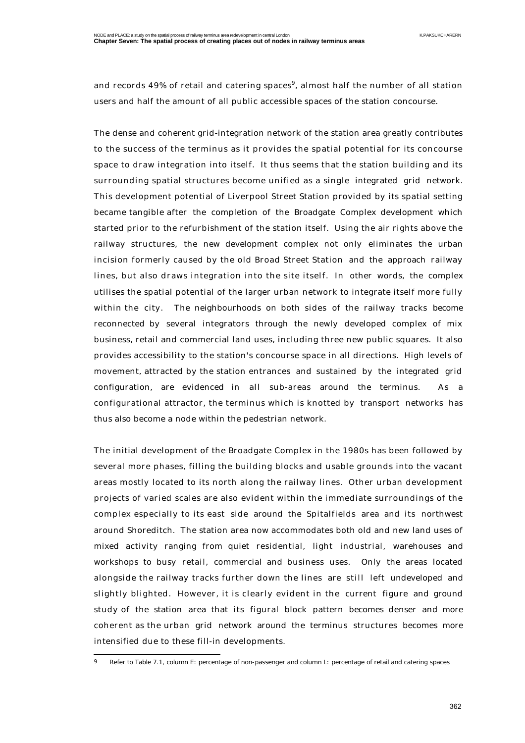and records 49% of retail and catering spaces[9], almost half the number of all station users and half the amount of all public accessible spaces of the station concourse.

The dense and coherent grid-integration network of the station area greatly contributes to the success of the terminus as it provides the spatial potential for its concourse space to draw integration into itself. It thus seems that the station building and its surrounding spatial structures become unified as a single integrated grid network. This development potential of Liverpool Street Station provided by its spatial setting became tangible after the completion of the Broadgate Complex development which started prior to the refurbishment of the station itself. Using the air rights above the railway structures, the new development complex not only eliminates the urban incision formerly caused by the old Broad Street Station and the approach railway lines, but also draws integration into the site itself. In other words, the complex utilises the spatial potential of the larger urban network to integrate itself more fully within the city. The neighbourhoods on both sides of the railway tracks become reconnected by several integrators through the newly developed complex of mix business, retail and commercial land uses, including three new public squares. It also provides accessibility to the station's concourse space in all directions. High levels of movement, attracted by the station entrances and sustained by the integrated grid configuration, are evidenced in all sub-areas around the terminus. As a configurational attractor, the terminus which is knotted by transport networks has thus also become a node within the pedestrian network.

The initial development of the Broadgate Complex in the 1980s has been followed by several more phases, filling the building blocks and usable grounds into the vacant areas mostly located to its north along the railway lines. Other urban development projects of varied scales are also evident within the immediate surroundings of the complex especially to its east side around the Spitalfields area and its northwest around Shoreditch. The station area now accommodates both old and new land uses of mixed activity ranging from quiet residential, light industrial, warehouses and workshops to busy retail, commercial and business uses. Only the areas located alongside the railway tracks further down the lines are still left undeveloped and slightly blighted. However, it is clearly evident in the current figure and ground study of the station area that its figural block pattern becomes denser and more coherent as the urban grid network around the terminus structures becomes more intensified due to these fill-in developments.

[9] Refer to Table 7.1, column E: percentage of non-passenger and column L: percentage of retail and catering spaces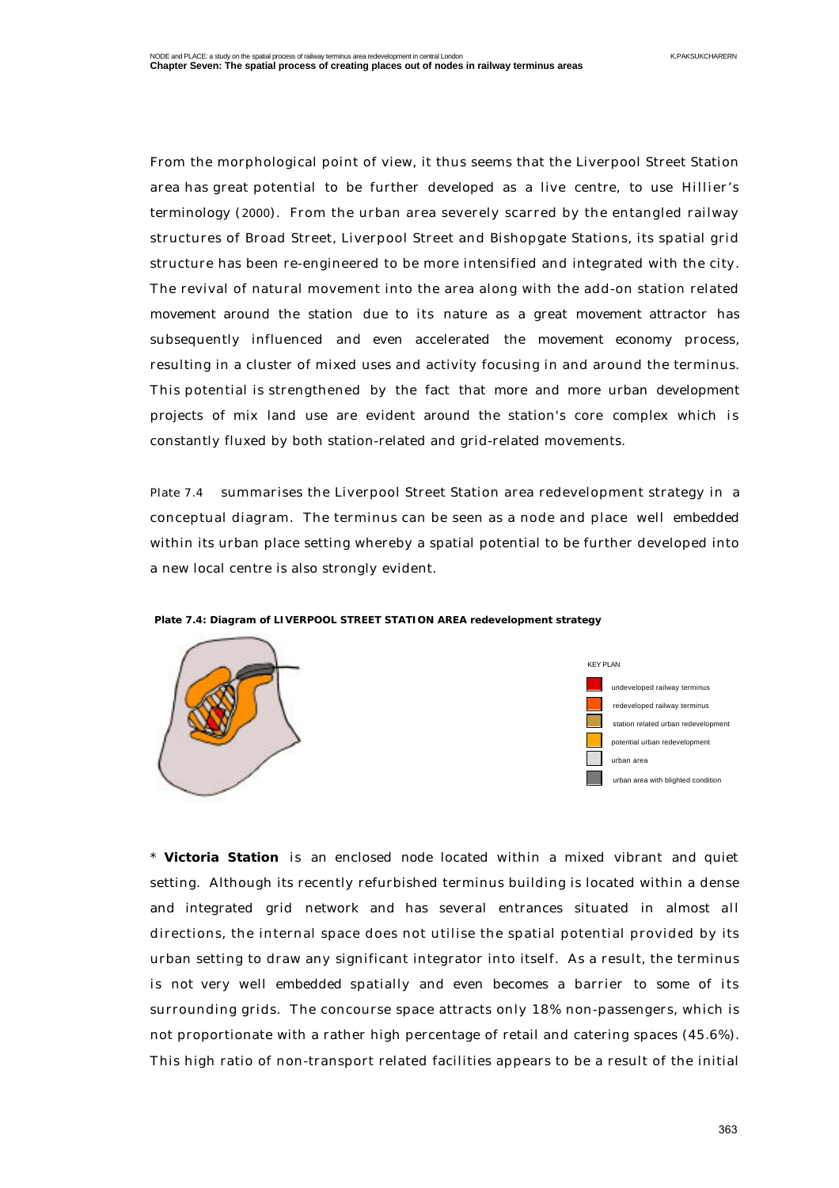From the morphological point of view, it thus seems that the Liverpool Street Station area has great potential to be further developed as a live centre, to use Hillier's terminology (2000). From the urban area severely scarred by the entangled railway structures of Broad Street, Liverpool Street and Bishopgate Stations, its spatial grid structure has been re-engineered to be more intensified and integrated with the city. The revival of natural movement into the area along with the add-on station related movement around the station due to its nature as a great movement attractor has subsequently influenced and even accelerated the movement economy process, resulting in a cluster of mixed uses and activity focusing in and around the terminus. This potential is strengthened by the fact that more and more urban development projects of mix land use are evident around the station's core complex which is constantly fluxed by both station-related and grid-related movements.

Plate 7.4 summarises the Liverpool Street Station area redevelopment strategy in a conceptual diagram. The terminus can be seen as a node and place well embedded within its urban place setting whereby a spatial potential to be further developed into a new local centre is also strongly evident.

**Plate 7.4: Diagram of LIVERPOOL STREET STATION AREA redevelopment strategy**

KEY PLAN

- undeveloped railway terminus
- redeveloped railway terminus
- station related urban redevelopment
- potential urban redevelopment
- urban area
- urban area with blighted condition

\* **Victoria Station** is an enclosed node located within a mixed vibrant and quiet setting. Although its recently refurbished terminus building is located within a dense and integrated grid network and has several entrances situated in almost all directions, the internal space does not utilise the spatial potential provided by its urban setting to draw any significant integrator into itself. As a result, the terminus is not very well embedded spatially and even becomes a barrier to some of its surrounding grids. The concourse space attracts only 18% non-passengers, which is not proportionate with a rather high percentage of retail and catering spaces (45.6%). This high ratio of non-transport related facilities appears to be a result of the initial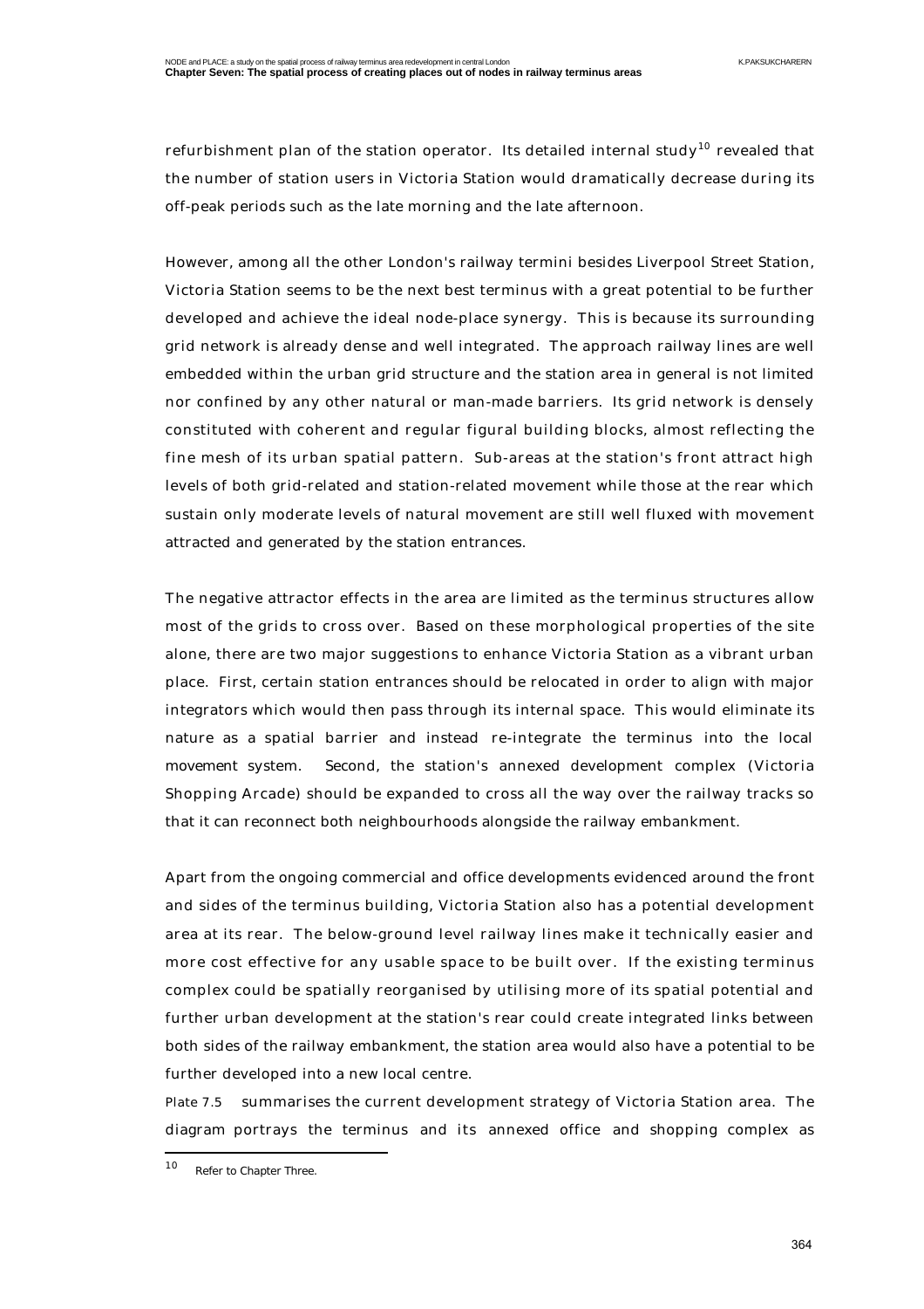refurbishment plan of the station operator. Its detailed internal study[10] revealed that the number of station users in Victoria Station would dramatically decrease during its off-peak periods such as the late morning and the late afternoon.

However, among all the other London's railway termini besides Liverpool Street Station, Victoria Station seems to be the next best terminus with a great potential to be further developed and achieve the ideal node-place synergy. This is because its surrounding grid network is already dense and well integrated. The approach railway lines are well embedded within the urban grid structure and the station area in general is not limited nor confined by any other natural or man-made barriers. Its grid network is densely constituted with coherent and regular figural building blocks, almost reflecting the fine mesh of its urban spatial pattern. Sub-areas at the station's front attract high levels of both grid-related and station-related movement while those at the rear which sustain only moderate levels of natural movement are still well fluxed with movement attracted and generated by the station entrances.

The negative attractor effects in the area are limited as the terminus structures allow most of the grids to cross over. Based on these morphological properties of the site alone, there are two major suggestions to enhance Victoria Station as a vibrant urban place. First, certain station entrances should be relocated in order to align with major integrators which would then pass through its internal space. This would eliminate its nature as a spatial barrier and instead re-integrate the terminus into the local movement system. Second, the station's annexed development complex (Victoria Shopping Arcade) should be expanded to cross all the way over the railway tracks so that it can reconnect both neighbourhoods alongside the railway embankment.

Apart from the ongoing commercial and office developments evidenced around the front and sides of the terminus building, Victoria Station also has a potential development area at its rear. The below-ground level railway lines make it technically easier and more cost effective for any usable space to be built over. If the existing terminus complex could be spatially reorganised by utilising more of its spatial potential and further urban development at the station's rear could create integrated links between both sides of the railway embankment, the station area would also have a potential to be further developed into a new local centre.

Plate 7.5 summarises the current development strategy of Victoria Station area. The diagram portrays the terminus and its annexed office and shopping complex as

[10] Refer to Chapter Three.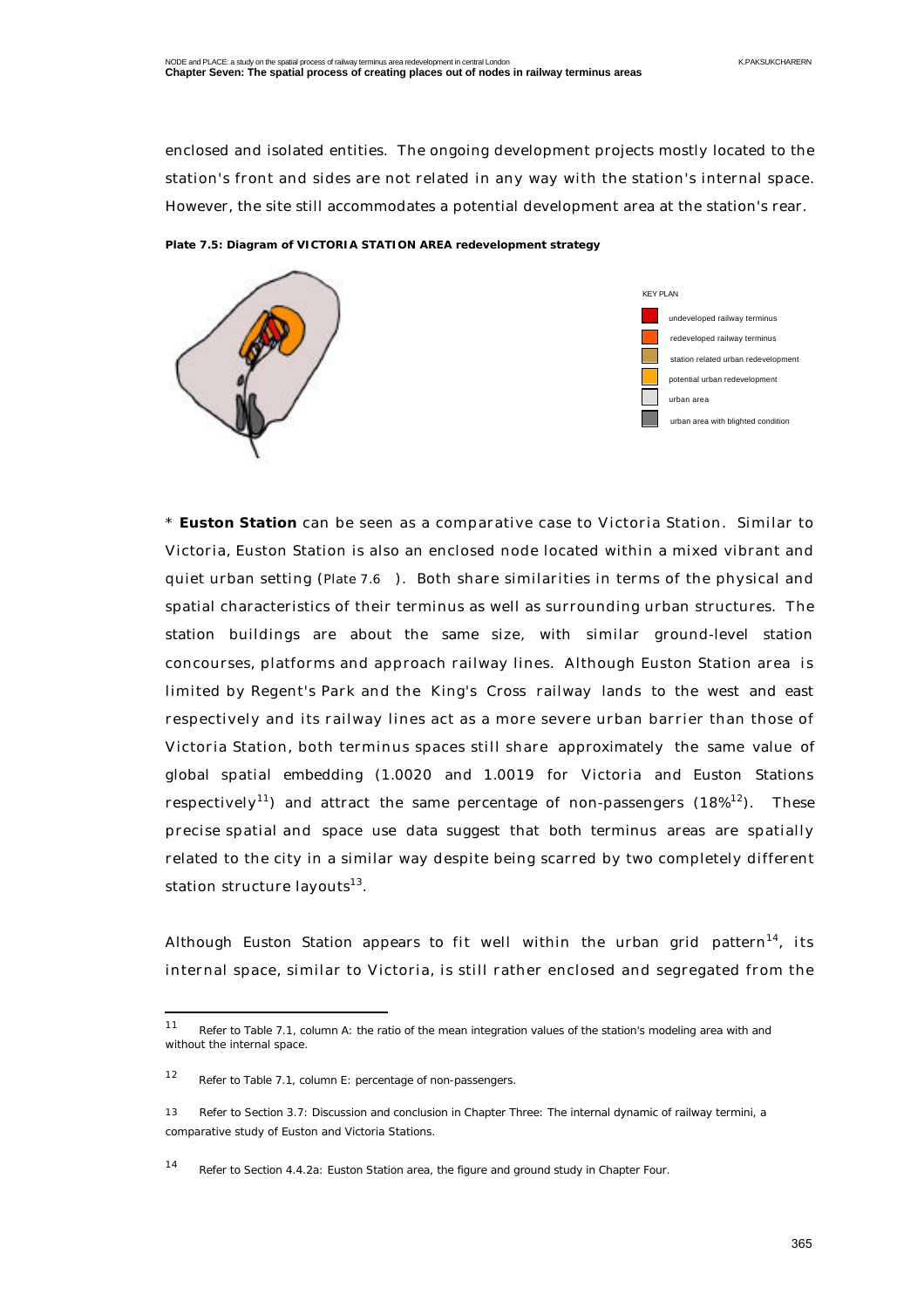enclosed and isolated entities. The ongoing development projects mostly located to the station's front and sides are not related in any way with the station's internal space. However, the site still accommodates a potential development area at the station's rear.

**Plate 7.5: Diagram of VICTORIA STATION AREA redevelopment strategy**

KEY PLAN
undeveloped railway terminus
redeveloped railway terminus
station related urban redevelopment
potential urban redevelopment
urban area
urban area with blighted condition

* **Euston Station** can be seen as a comparative case to Victoria Station. Similar to Victoria, Euston Station is also an enclosed node located within a mixed vibrant and quiet urban setting (Plate 7.6 ). Both share similarities in terms of the physical and spatial characteristics of their terminus as well as surrounding urban structures. The station buildings are about the same size, with similar ground-level station concourses, platforms and approach railway lines. Although Euston Station area is limited by Regent's Park and the King's Cross railway lands to the west and east respectively and its railway lines act as a more severe urban barrier than those of Victoria Station, both terminus spaces still share approximately the same value of global spatial embedding (1.0020 and 1.0019 for Victoria and Euston Stations respectively[11]) and attract the same percentage of non-passengers (18%[12]). These precise spatial and space use data suggest that both terminus areas are spatially related to the city in a similar way despite being scarred by two completely different station structure layouts[13].

Although Euston Station appears to fit well within the urban grid pattern[14], its internal space, similar to Victoria, is still rather enclosed and segregated from the

---

[11] Refer to Table 7.1, column A: the ratio of the mean integration values of the station's modeling area with and without the internal space.

[12] Refer to Table 7.1, column E: percentage of non-passengers.

[13] Refer to Section 3.7: Discussion and conclusion in Chapter Three: The internal dynamic of railway termini, a comparative study of Euston and Victoria Stations.

[14] Refer to Section 4.4.2a: Euston Station area, the figure and ground study in Chapter Four.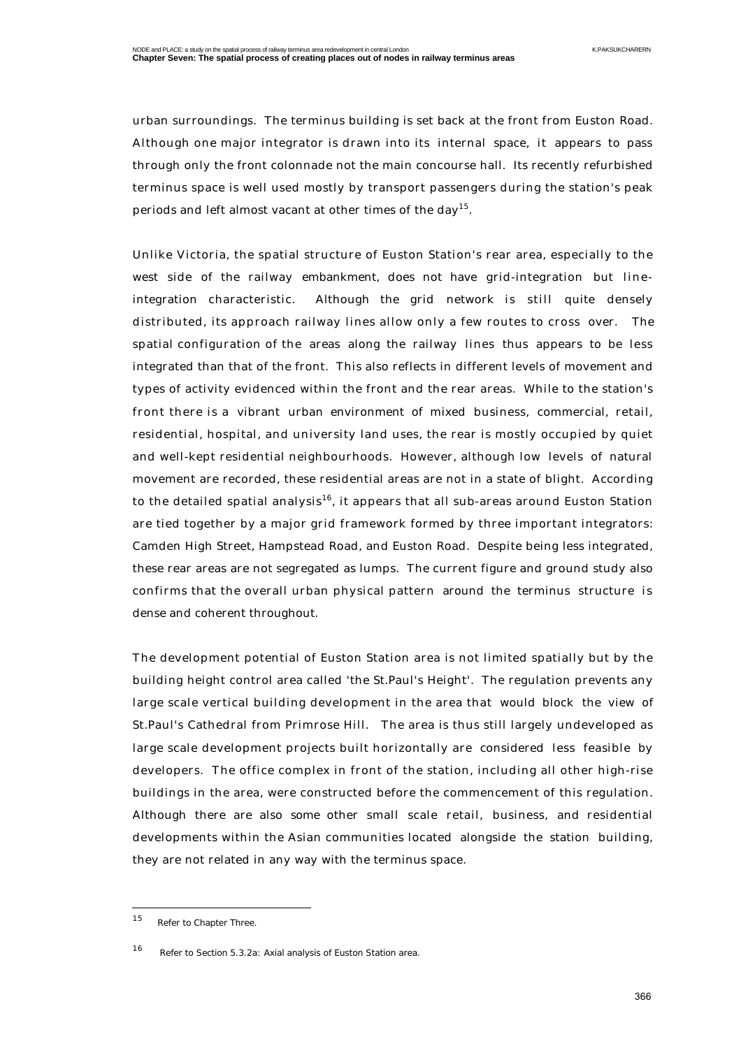urban surroundings. The terminus building is set back at the front from Euston Road. Although one major integrator is drawn into its internal space, it appears to pass through only the front colonnade not the main concourse hall. Its recently refurbished terminus space is well used mostly by transport passengers during the station's peak periods and left almost vacant at other times of the day[15].

Unlike Victoria, the spatial structure of Euston Station's rear area, especially to the west side of the railway embankment, does not have grid-integration but line-integration characteristic. Although the grid network is still quite densely distributed, its approach railway lines allow only a few routes to cross over. The spatial configuration of the areas along the railway lines thus appears to be less integrated than that of the front. This also reflects in different levels of movement and types of activity evidenced within the front and the rear areas. While to the station's front there is a vibrant urban environment of mixed business, commercial, retail, residential, hospital, and university land uses, the rear is mostly occupied by quiet and well-kept residential neighbourhoods. However, although low levels of natural movement are recorded, these residential areas are not in a state of blight. According to the detailed spatial analysis[16], it appears that all sub-areas around Euston Station are tied together by a major grid framework formed by three important integrators: Camden High Street, Hampstead Road, and Euston Road. Despite being less integrated, these rear areas are not segregated as lumps. The current figure and ground study also confirms that the overall urban physical pattern around the terminus structure is dense and coherent throughout.

The development potential of Euston Station area is not limited spatially but by the building height control area called 'the St.Paul's Height'. The regulation prevents any large scale vertical building development in the area that would block the view of St.Paul's Cathedral from Primrose Hill. The area is thus still largely undeveloped as large scale development projects built horizontally are considered less feasible by developers. The office complex in front of the station, including all other high-rise buildings in the area, were constructed before the commencement of this regulation. Although there are also some other small scale retail, business, and residential developments within the Asian communities located alongside the station building, they are not related in any way with the terminus space.

---

[15] Refer to Chapter Three.

[16] Refer to Section 5.3.2a: Axial analysis of Euston Station area.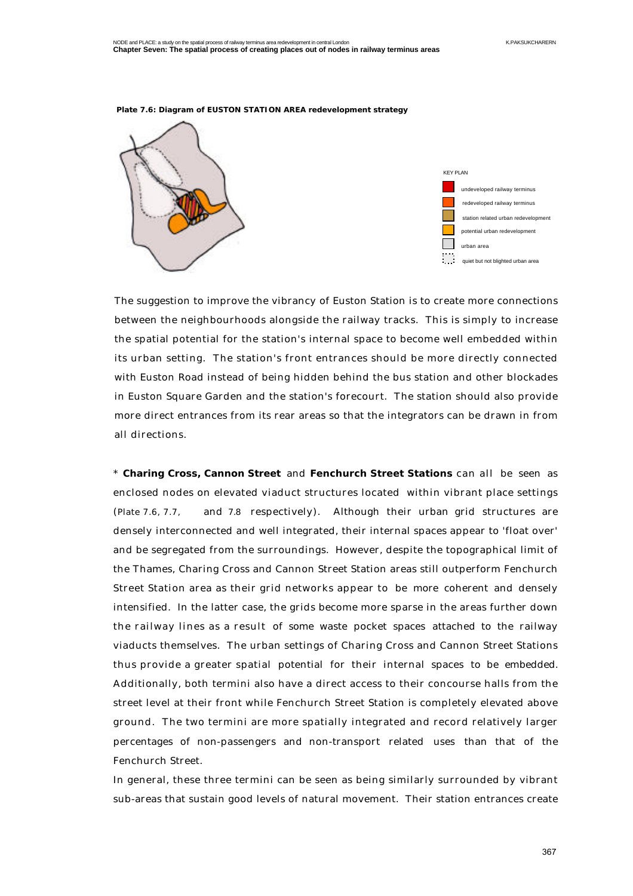**Plate 7.6: Diagram of EUSTON STATION AREA redevelopment strategy**

KEY PLAN

undeveloped railway terminus

redeveloped railway terminus

station related urban redevelopment

potential urban redevelopment

urban area

quiet but not blighted urban area

The suggestion to improve the vibrancy of Euston Station is to create more connections between the neighbourhoods alongside the railway tracks. This is simply to increase the spatial potential for the station's internal space to become well embedded within its urban setting. The station's front entrances should be more directly connected with Euston Road instead of being hidden behind the bus station and other blockades in Euston Square Garden and the station's forecourt. The station should also provide more direct entrances from its rear areas so that the integrators can be drawn in from all directions.

* **Charing Cross, Cannon Street** and **Fenchurch Street Stations** can all be seen as enclosed nodes on elevated viaduct structures located within vibrant place settings (Plate 7.6, 7.7, and 7.8 respectively). Although their urban grid structures are densely interconnected and well integrated, their internal spaces appear to 'float over' and be segregated from the surroundings. However, despite the topographical limit of the Thames, Charing Cross and Cannon Street Station areas still outperform Fenchurch Street Station area as their grid networks appear to be more coherent and densely intensified. In the latter case, the grids become more sparse in the areas further down the railway lines as a result of some waste pocket spaces attached to the railway viaducts themselves. The urban settings of Charing Cross and Cannon Street Stations thus provide a greater spatial potential for their internal spaces to be embedded. Additionally, both termini also have a direct access to their concourse halls from the street level at their front while Fenchurch Street Station is completely elevated above ground. The two termini are more spatially integrated and record relatively larger percentages of non-passengers and non-transport related uses than that of the Fenchurch Street.

In general, these three termini can be seen as being similarly surrounded by vibrant sub-areas that sustain good levels of natural movement. Their station entrances create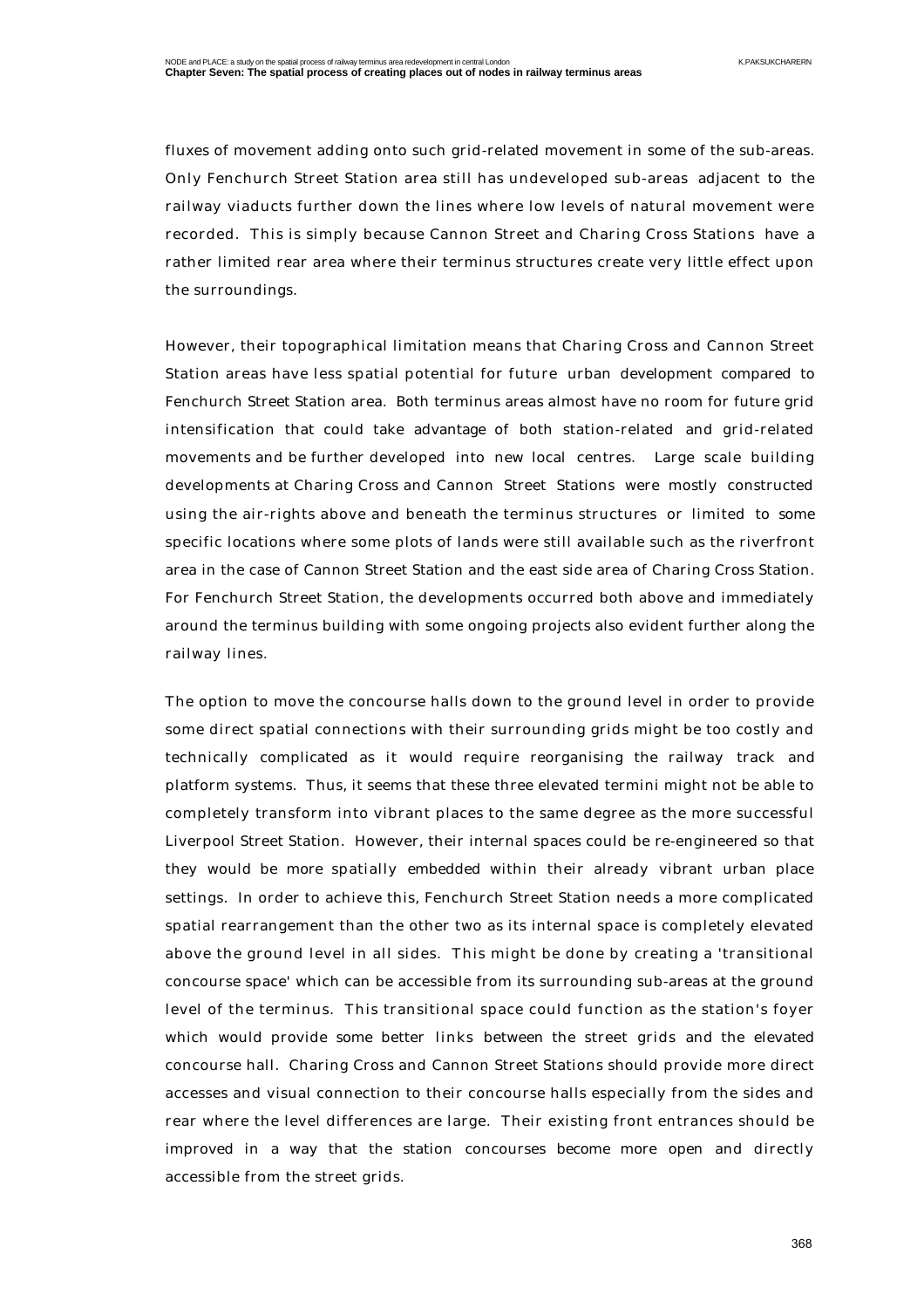fluxes of movement adding onto such grid-related movement in some of the sub-areas. Only Fenchurch Street Station area still has undeveloped sub-areas adjacent to the railway viaducts further down the lines where low levels of natural movement were recorded. This is simply because Cannon Street and Charing Cross Stations have a rather limited rear area where their terminus structures create very little effect upon the surroundings.

However, their topographical limitation means that Charing Cross and Cannon Street Station areas have less spatial potential for future urban development compared to Fenchurch Street Station area. Both terminus areas almost have no room for future grid intensification that could take advantage of both station-related and grid-related movements and be further developed into new local centres. Large scale building developments at Charing Cross and Cannon Street Stations were mostly constructed using the air-rights above and beneath the terminus structures or limited to some specific locations where some plots of lands were still available such as the riverfront area in the case of Cannon Street Station and the east side area of Charing Cross Station. For Fenchurch Street Station, the developments occurred both above and immediately around the terminus building with some ongoing projects also evident further along the railway lines.

The option to move the concourse halls down to the ground level in order to provide some direct spatial connections with their surrounding grids might be too costly and technically complicated as it would require reorganising the railway track and platform systems. Thus, it seems that these three elevated termini might not be able to completely transform into vibrant places to the same degree as the more successful Liverpool Street Station. However, their internal spaces could be re-engineered so that they would be more spatially embedded within their already vibrant urban place settings. In order to achieve this, Fenchurch Street Station needs a more complicated spatial rearrangement than the other two as its internal space is completely elevated above the ground level in all sides. This might be done by creating a 'transitional concourse space' which can be accessible from its surrounding sub-areas at the ground level of the terminus. This transitional space could function as the station's foyer which would provide some better links between the street grids and the elevated concourse hall. Charing Cross and Cannon Street Stations should provide more direct accesses and visual connection to their concourse halls especially from the sides and rear where the level differences are large. Their existing front entrances should be improved in a way that the station concourses become more open and directly accessible from the street grids.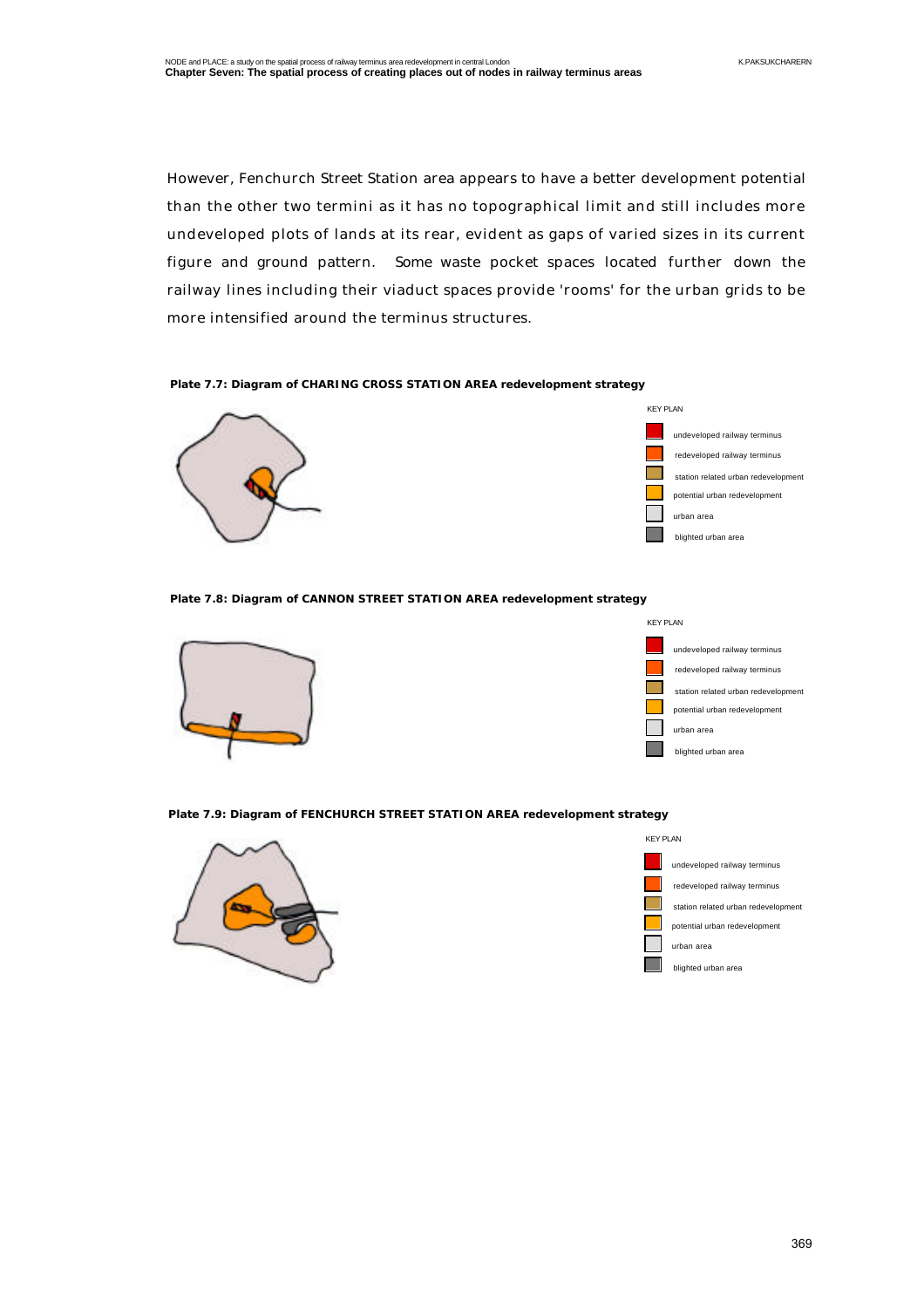However, Fenchurch Street Station area appears to have a better development potential than the other two termini as it has no topographical limit and still includes more undeveloped plots of lands at its rear, evident as gaps of varied sizes in its current figure and ground pattern. Some waste pocket spaces located further down the railway lines including their viaduct spaces provide 'rooms' for the urban grids to be more intensified around the terminus structures.

**Plate 7.7: Diagram of CHARING CROSS STATION AREA redevelopment strategy**

KEY PLAN

undeveloped railway terminus

redeveloped railway terminus

station related urban redevelopment

potential urban redevelopment

urban area

blighted urban area

**Plate 7.8: Diagram of CANNON STREET STATION AREA redevelopment strategy**

KEY PLAN

undeveloped railway terminus

redeveloped railway terminus

station related urban redevelopment

potential urban redevelopment

urban area

blighted urban area

**Plate 7.9: Diagram of FENCHURCH STREET STATION AREA redevelopment strategy**

KEY PLAN

undeveloped railway terminus

redeveloped railway terminus

station related urban redevelopment

potential urban redevelopment

urban area

blighted urban area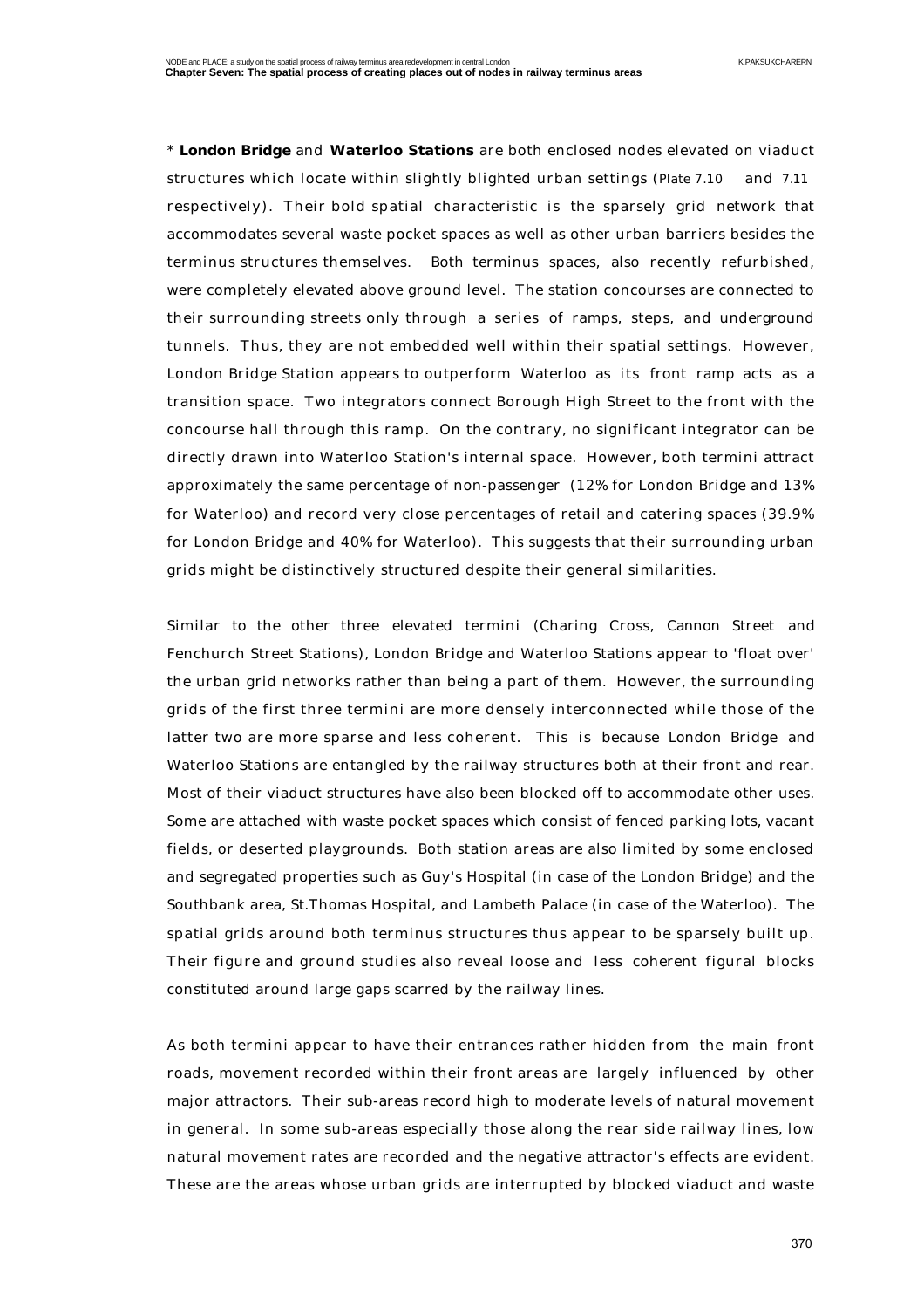* **London Bridge** and **Waterloo Stations** are both enclosed nodes elevated on viaduct structures which locate within slightly blighted urban settings (Plate 7.10 and 7.11 respectively). Their bold spatial characteristic is the sparsely grid network that accommodates several waste pocket spaces as well as other urban barriers besides the terminus structures themselves. Both terminus spaces, also recently refurbished, were completely elevated above ground level. The station concourses are connected to their surrounding streets only through a series of ramps, steps, and underground tunnels. Thus, they are not embedded well within their spatial settings. However, London Bridge Station appears to outperform Waterloo as its front ramp acts as a transition space. Two integrators connect Borough High Street to the front with the concourse hall through this ramp. On the contrary, no significant integrator can be directly drawn into Waterloo Station's internal space. However, both termini attract approximately the same percentage of non-passenger (12% for London Bridge and 13% for Waterloo) and record very close percentages of retail and catering spaces (39.9% for London Bridge and 40% for Waterloo). This suggests that their surrounding urban grids might be distinctively structured despite their general similarities.

Similar to the other three elevated termini (Charing Cross, Cannon Street and Fenchurch Street Stations), London Bridge and Waterloo Stations appear to 'float over' the urban grid networks rather than being a part of them. However, the surrounding grids of the first three termini are more densely interconnected while those of the latter two are more sparse and less coherent. This is because London Bridge and Waterloo Stations are entangled by the railway structures both at their front and rear. Most of their viaduct structures have also been blocked off to accommodate other uses. Some are attached with waste pocket spaces which consist of fenced parking lots, vacant fields, or deserted playgrounds. Both station areas are also limited by some enclosed and segregated properties such as Guy's Hospital (in case of the London Bridge) and the Southbank area, St.Thomas Hospital, and Lambeth Palace (in case of the Waterloo). The spatial grids around both terminus structures thus appear to be sparsely built up. Their figure and ground studies also reveal loose and less coherent figural blocks constituted around large gaps scarred by the railway lines.

As both termini appear to have their entrances rather hidden from the main front roads, movement recorded within their front areas are largely influenced by other major attractors. Their sub-areas record high to moderate levels of natural movement in general. In some sub-areas especially those along the rear side railway lines, low natural movement rates are recorded and the negative attractor's effects are evident. These are the areas whose urban grids are interrupted by blocked viaduct and waste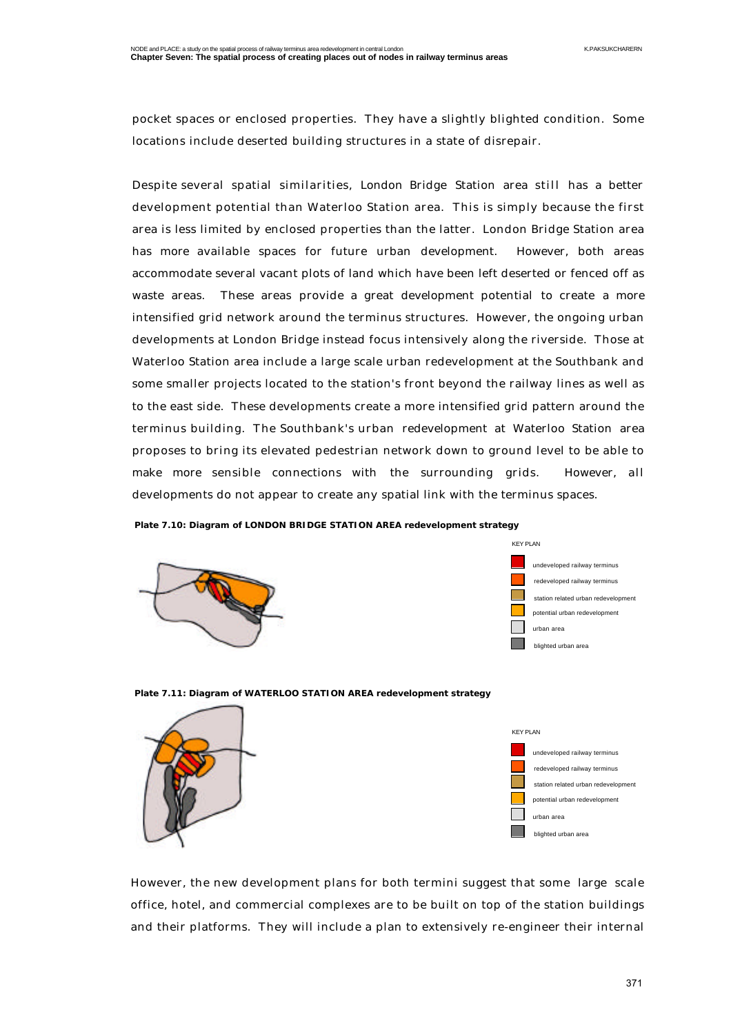pocket spaces or enclosed properties. They have a slightly blighted condition. Some locations include deserted building structures in a state of disrepair.

Despite several spatial similarities, London Bridge Station area still has a better development potential than Waterloo Station area. This is simply because the first area is less limited by enclosed properties than the latter. London Bridge Station area has more available spaces for future urban development. However, both areas accommodate several vacant plots of land which have been left deserted or fenced off as waste areas. These areas provide a great development potential to create a more intensified grid network around the terminus structures. However, the ongoing urban developments at London Bridge instead focus intensively along the riverside. Those at Waterloo Station area include a large scale urban redevelopment at the Southbank and some smaller projects located to the station's front beyond the railway lines as well as to the east side. These developments create a more intensified grid pattern around the terminus building. The Southbank's urban redevelopment at Waterloo Station area proposes to bring its elevated pedestrian network down to ground level to be able to make more sensible connections with the surrounding grids. However, all developments do not appear to create any spatial link with the terminus spaces.

**Plate 7.10: Diagram of LONDON BRIDGE STATION AREA redevelopment strategy**

KEY PLAN

undeveloped railway terminus

redeveloped railway terminus

station related urban redevelopment

potential urban redevelopment

urban area

blighted urban area

**Plate 7.11: Diagram of WATERLOO STATION AREA redevelopment strategy**

KEY PLAN

undeveloped railway terminus

redeveloped railway terminus

station related urban redevelopment

potential urban redevelopment

urban area

blighted urban area

However, the new development plans for both termini suggest that some large scale office, hotel, and commercial complexes are to be built on top of the station buildings and their platforms. They will include a plan to extensively re-engineer their internal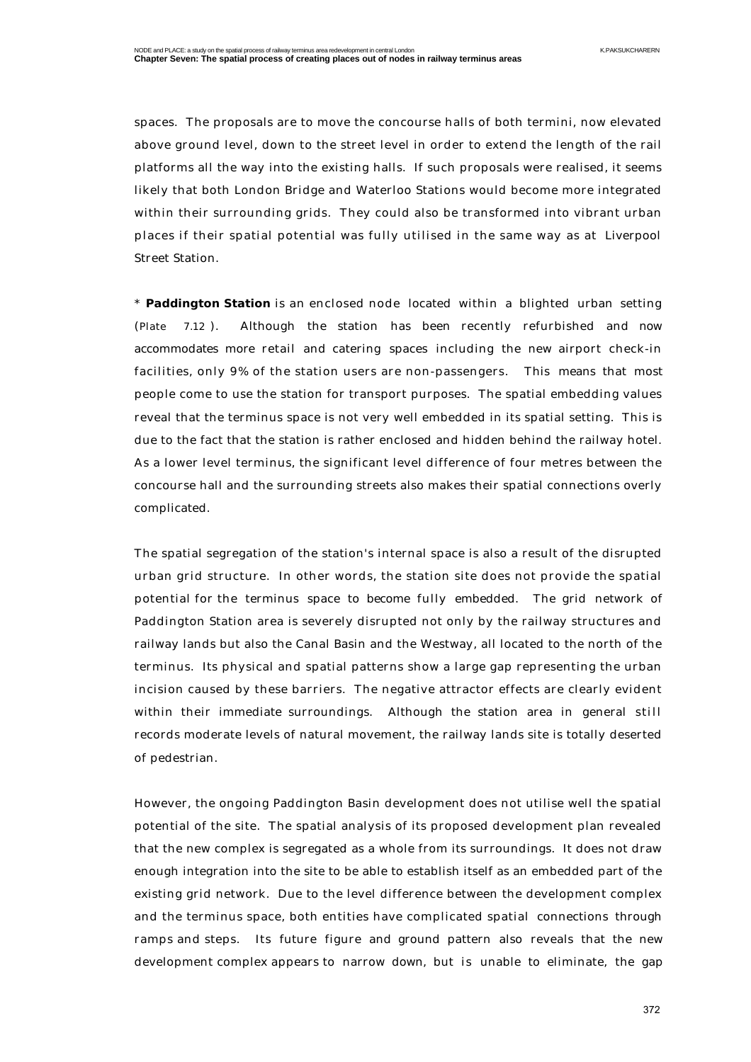spaces. The proposals are to move the concourse halls of both termini, now elevated above ground level, down to the street level in order to extend the length of the rail platforms all the way into the existing halls. If such proposals were realised, it seems likely that both London Bridge and Waterloo Stations would become more integrated within their surrounding grids. They could also be transformed into vibrant urban places if their spatial potential was fully utilised in the same way as at Liverpool Street Station.

* **Paddington Station** is an enclosed node located within a blighted urban setting (Plate 7.12 ). Although the station has been recently refurbished and now accommodates more retail and catering spaces including the new airport check-in facilities, only 9% of the station users are non-passengers. This means that most people come to use the station for transport purposes. The spatial embedding values reveal that the terminus space is not very well embedded in its spatial setting. This is due to the fact that the station is rather enclosed and hidden behind the railway hotel. As a lower level terminus, the significant level difference of four metres between the concourse hall and the surrounding streets also makes their spatial connections overly complicated.

The spatial segregation of the station's internal space is also a result of the disrupted urban grid structure. In other words, the station site does not provide the spatial potential for the terminus space to become fully embedded. The grid network of Paddington Station area is severely disrupted not only by the railway structures and railway lands but also the Canal Basin and the Westway, all located to the north of the terminus. Its physical and spatial patterns show a large gap representing the urban incision caused by these barriers. The negative attractor effects are clearly evident within their immediate surroundings. Although the station area in general still records moderate levels of natural movement, the railway lands site is totally deserted of pedestrian.

However, the ongoing Paddington Basin development does not utilise well the spatial potential of the site. The spatial analysis of its proposed development plan revealed that the new complex is segregated as a whole from its surroundings. It does not draw enough integration into the site to be able to establish itself as an embedded part of the existing grid network. Due to the level difference between the development complex and the terminus space, both entities have complicated spatial connections through ramps and steps. Its future figure and ground pattern also reveals that the new development complex appears to narrow down, but is unable to eliminate, the gap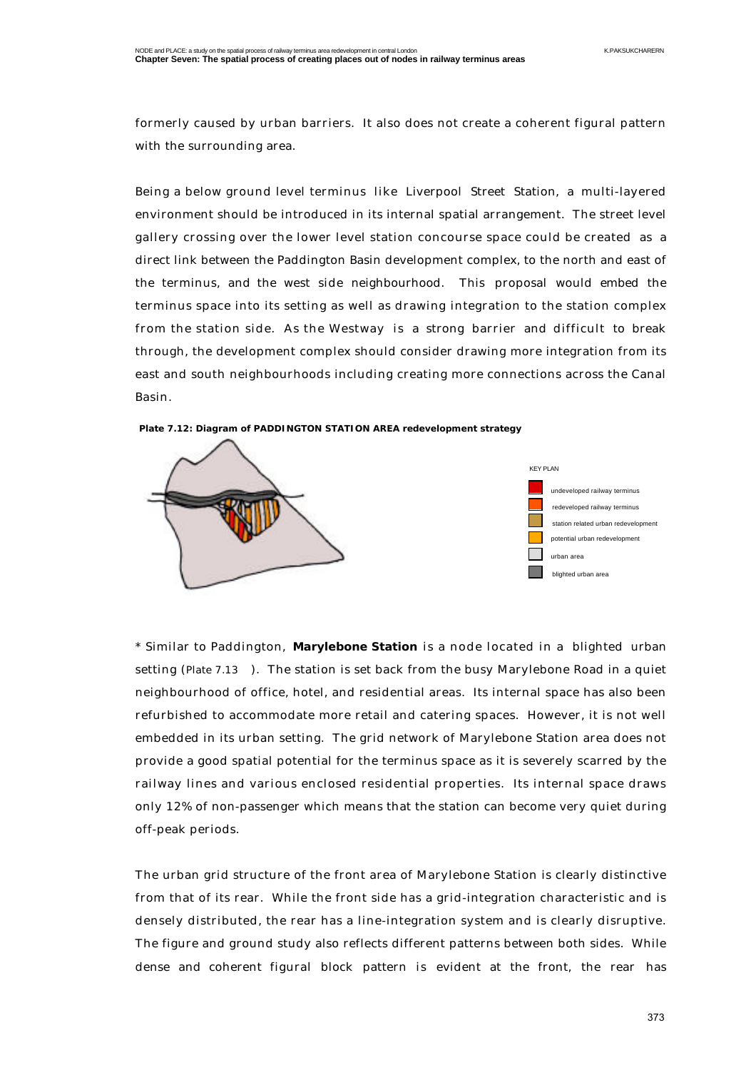formerly caused by urban barriers. It also does not create a coherent figural pattern with the surrounding area.

Being a below ground level terminus like Liverpool Street Station, a multi-layered environment should be introduced in its internal spatial arrangement. The street level gallery crossing over the lower level station concourse space could be created as a direct link between the Paddington Basin development complex, to the north and east of the terminus, and the west side neighbourhood. This proposal would embed the terminus space into its setting as well as drawing integration to the station complex from the station side. As the Westway is a strong barrier and difficult to break through, the development complex should consider drawing more integration from its east and south neighbourhoods including creating more connections across the Canal Basin.

**Plate 7.12: Diagram of PADDINGTON STATION AREA redevelopment strategy**

KEY PLAN

undeveloped railway terminus

redeveloped railway terminus

station related urban redevelopment

potential urban redevelopment

urban area

blighted urban area

* Similar to Paddington, **Marylebone Station** is a node located in a blighted urban setting (Plate 7.13 ). The station is set back from the busy Marylebone Road in a quiet neighbourhood of office, hotel, and residential areas. Its internal space has also been refurbished to accommodate more retail and catering spaces. However, it is not well embedded in its urban setting. The grid network of Marylebone Station area does not provide a good spatial potential for the terminus space as it is severely scarred by the railway lines and various enclosed residential properties. Its internal space draws only 12% of non-passenger which means that the station can become very quiet during off-peak periods.

The urban grid structure of the front area of Marylebone Station is clearly distinctive from that of its rear. While the front side has a grid-integration characteristic and is densely distributed, the rear has a line-integration system and is clearly disruptive. The figure and ground study also reflects different patterns between both sides. While dense and coherent figural block pattern is evident at the front, the rear has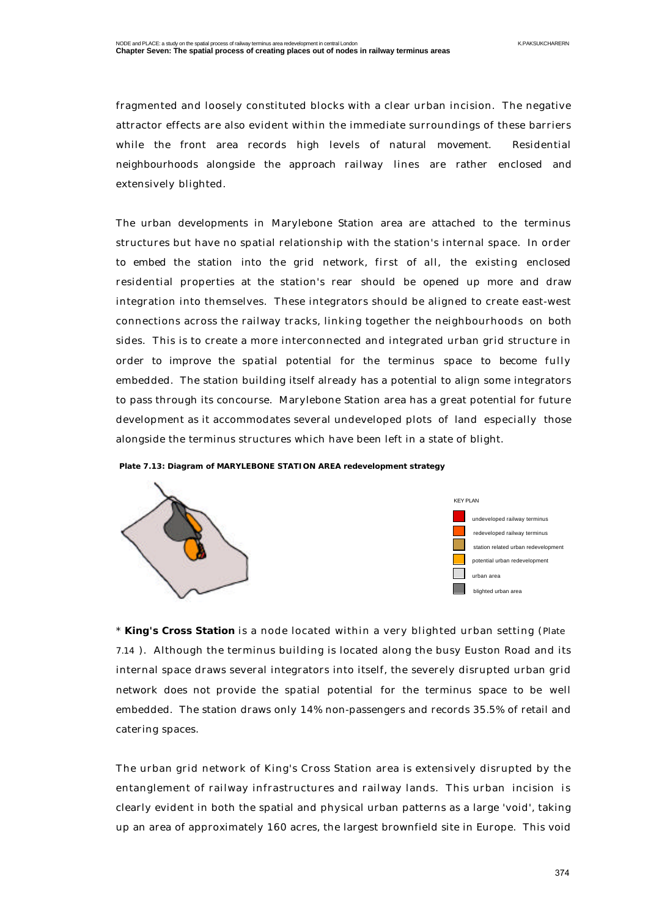fragmented and loosely constituted blocks with a clear urban incision. The negative attractor effects are also evident within the immediate surroundings of these barriers while the front area records high levels of natural movement. Residential neighbourhoods alongside the approach railway lines are rather enclosed and extensively blighted.

The urban developments in Marylebone Station area are attached to the terminus structures but have no spatial relationship with the station's internal space. In order to embed the station into the grid network, first of all, the existing enclosed residential properties at the station's rear should be opened up more and draw integration into themselves. These integrators should be aligned to create east-west connections across the railway tracks, linking together the neighbourhoods on both sides. This is to create a more interconnected and integrated urban grid structure in order to improve the spatial potential for the terminus space to become fully embedded. The station building itself already has a potential to align some integrators to pass through its concourse. Marylebone Station area has a great potential for future development as it accommodates several undeveloped plots of land especially those alongside the terminus structures which have been left in a state of blight.

**Plate 7.13: Diagram of MARYLEBONE STATION AREA redevelopment strategy**

KEY PLAN

undeveloped railway terminus

redeveloped railway terminus

station related urban redevelopment

potential urban redevelopment

urban area

blighted urban area

* **King's Cross Station** is a node located within a very blighted urban setting (Plate 7.14 ). Although the terminus building is located along the busy Euston Road and its internal space draws several integrators into itself, the severely disrupted urban grid network does not provide the spatial potential for the terminus space to be well embedded. The station draws only 14% non-passengers and records 35.5% of retail and catering spaces.

The urban grid network of King's Cross Station area is extensively disrupted by the entanglement of railway infrastructures and railway lands. This urban incision is clearly evident in both the spatial and physical urban patterns as a large 'void', taking up an area of approximately 160 acres, the largest brownfield site in Europe. This void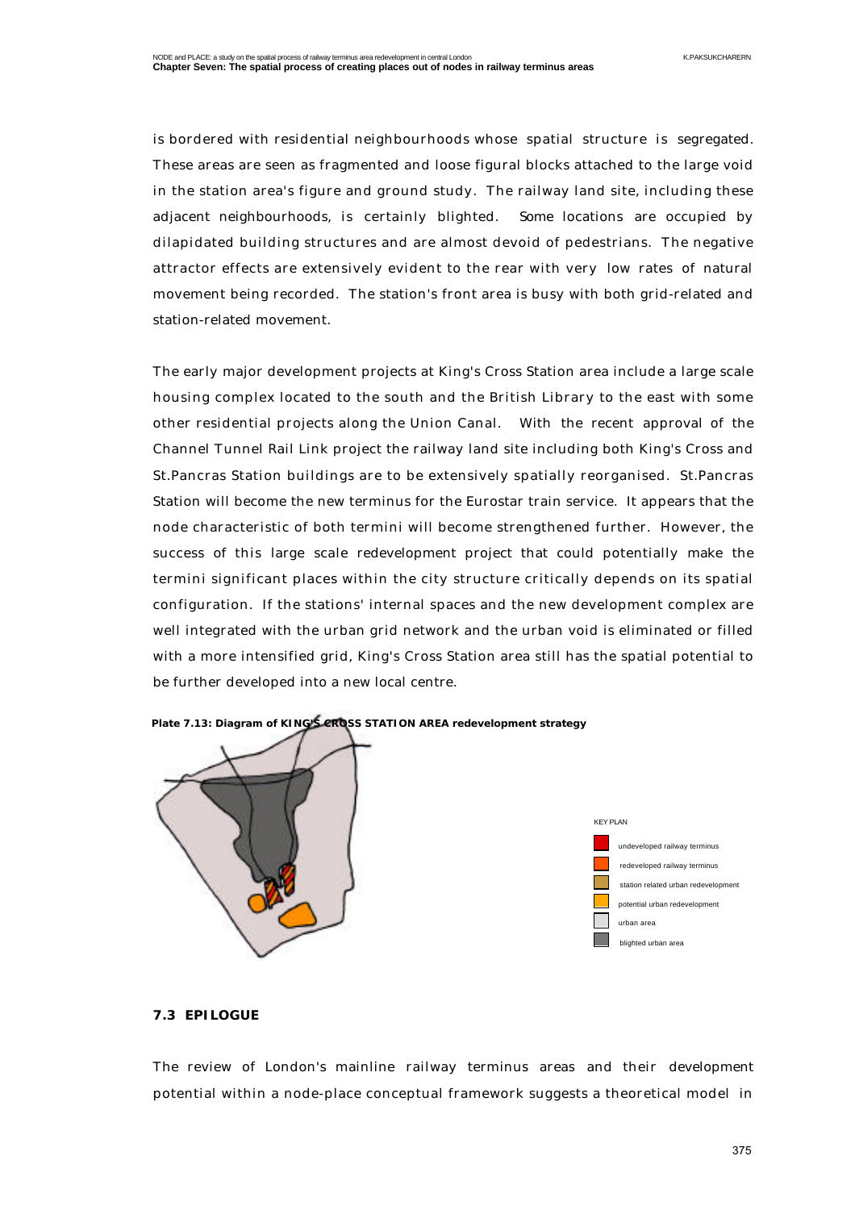is bordered with residential neighbourhoods whose spatial structure is segregated. These areas are seen as fragmented and loose figural blocks attached to the large void in the station area's figure and ground study. The railway land site, including these adjacent neighbourhoods, is certainly blighted. Some locations are occupied by dilapidated building structures and are almost devoid of pedestrians. The negative attractor effects are extensively evident to the rear with very low rates of natural movement being recorded. The station's front area is busy with both grid-related and station-related movement.

The early major development projects at King's Cross Station area include a large scale housing complex located to the south and the British Library to the east with some other residential projects along the Union Canal. With the recent approval of the Channel Tunnel Rail Link project the railway land site including both King's Cross and St.Pancras Station buildings are to be extensively spatially reorganised. St.Pancras Station will become the new terminus for the Eurostar train service. It appears that the node characteristic of both termini will become strengthened further. However, the success of this large scale redevelopment project that could potentially make the termini significant places within the city structure critically depends on its spatial configuration. If the stations' internal spaces and the new development complex are well integrated with the urban grid network and the urban void is eliminated or filled with a more intensified grid, King's Cross Station area still has the spatial potential to be further developed into a new local centre.

**Plate 7.13: Diagram of KING'S CROSS STATION AREA redevelopment strategy**

KEY PLAN

- undeveloped railway terminus
- redeveloped railway terminus
- station related urban redevelopment
- potential urban redevelopment
- urban area
- blighted urban area

## 7.3 EPILOGUE

The review of London's mainline railway terminus areas and their development potential within a node-place conceptual framework suggests a theoretical model in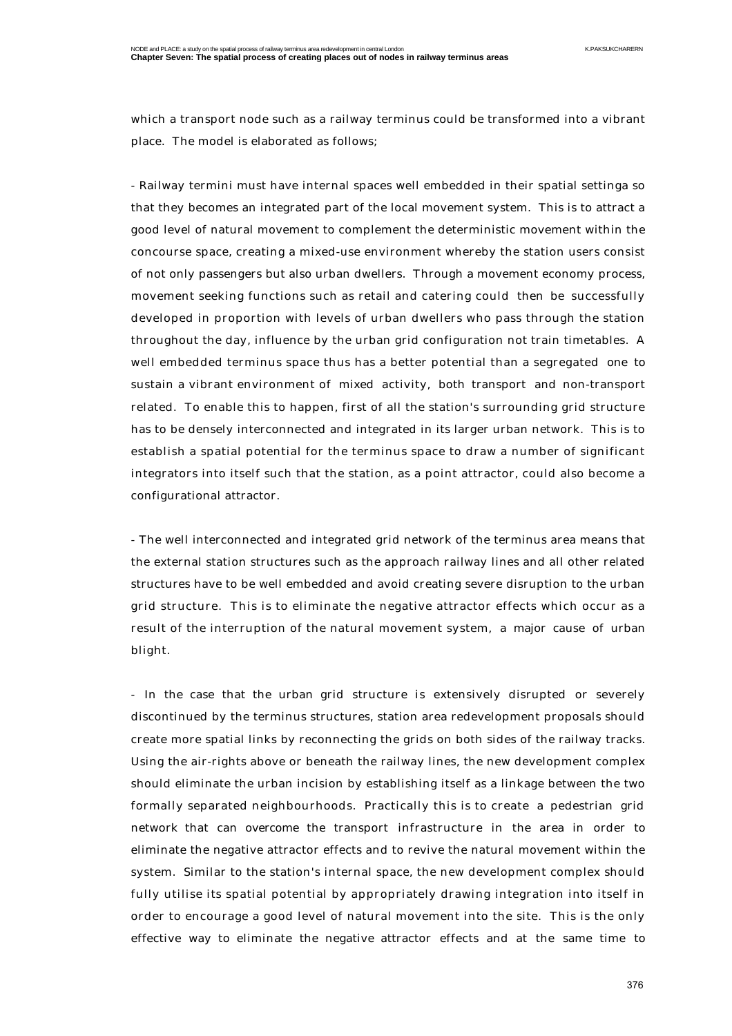which a transport node such as a railway terminus could be transformed into a vibrant place. The model is elaborated as follows;

- Railway termini must have internal spaces well embedded in their spatial settinga so that they becomes an integrated part of the local movement system. This is to attract a good level of natural movement to complement the deterministic movement within the concourse space, creating a mixed-use environment whereby the station users consist of not only passengers but also urban dwellers. Through a movement economy process, movement seeking functions such as retail and catering could then be successfully developed in proportion with levels of urban dwellers who pass through the station throughout the day, influence by the urban grid configuration not train timetables. A well embedded terminus space thus has a better potential than a segregated one to sustain a vibrant environment of mixed activity, both transport and non-transport related. To enable this to happen, first of all the station's surrounding grid structure has to be densely interconnected and integrated in its larger urban network. This is to establish a spatial potential for the terminus space to draw a number of significant integrators into itself such that the station, as a point attractor, could also become a configurational attractor.

- The well interconnected and integrated grid network of the terminus area means that the external station structures such as the approach railway lines and all other related structures have to be well embedded and avoid creating severe disruption to the urban grid structure. This is to eliminate the negative attractor effects which occur as a result of the interruption of the natural movement system, a major cause of urban blight.

- In the case that the urban grid structure is extensively disrupted or severely discontinued by the terminus structures, station area redevelopment proposals should create more spatial links by reconnecting the grids on both sides of the railway tracks. Using the air-rights above or beneath the railway lines, the new development complex should eliminate the urban incision by establishing itself as a linkage between the two formally separated neighbourhoods. Practically this is to create a pedestrian grid network that can overcome the transport infrastructure in the area in order to eliminate the negative attractor effects and to revive the natural movement within the system. Similar to the station's internal space, the new development complex should fully utilise its spatial potential by appropriately drawing integration into itself in order to encourage a good level of natural movement into the site. This is the only effective way to eliminate the negative attractor effects and at the same time to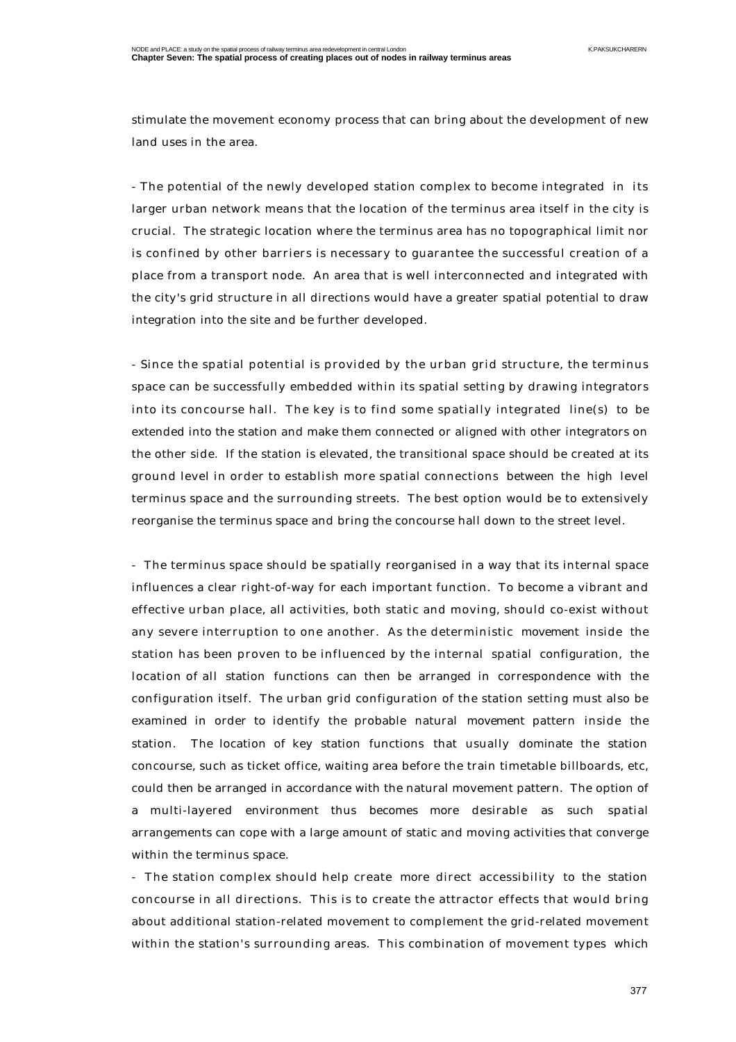stimulate the movement economy process that can bring about the development of new land uses in the area.

- The potential of the newly developed station complex to become integrated in its larger urban network means that the location of the terminus area itself in the city is crucial. The strategic location where the terminus area has no topographical limit nor is confined by other barriers is necessary to guarantee the successful creation of a place from a transport node. An area that is well interconnected and integrated with the city's grid structure in all directions would have a greater spatial potential to draw integration into the site and be further developed.

- Since the spatial potential is provided by the urban grid structure, the terminus space can be successfully embedded within its spatial setting by drawing integrators into its concourse hall. The key is to find some spatially integrated line(s) to be extended into the station and make them connected or aligned with other integrators on the other side. If the station is elevated, the transitional space should be created at its ground level in order to establish more spatial connections between the high level terminus space and the surrounding streets. The best option would be to extensively reorganise the terminus space and bring the concourse hall down to the street level.

- The terminus space should be spatially reorganised in a way that its internal space influences a clear right-of-way for each important function. To become a vibrant and effective urban place, all activities, both static and moving, should co-exist without any severe interruption to one another. As the deterministic movement inside the station has been proven to be influenced by the internal spatial configuration, the location of all station functions can then be arranged in correspondence with the configuration itself. The urban grid configuration of the station setting must also be examined in order to identify the probable natural movement pattern inside the station. The location of key station functions that usually dominate the station concourse, such as ticket office, waiting area before the train timetable billboards, etc, could then be arranged in accordance with the natural movement pattern. The option of a multi-layered environment thus becomes more desirable as such spatial arrangements can cope with a large amount of static and moving activities that converge within the terminus space.

- The station complex should help create more direct accessibility to the station concourse in all directions. This is to create the attractor effects that would bring about additional station-related movement to complement the grid-related movement within the station's surrounding areas. This combination of movement types which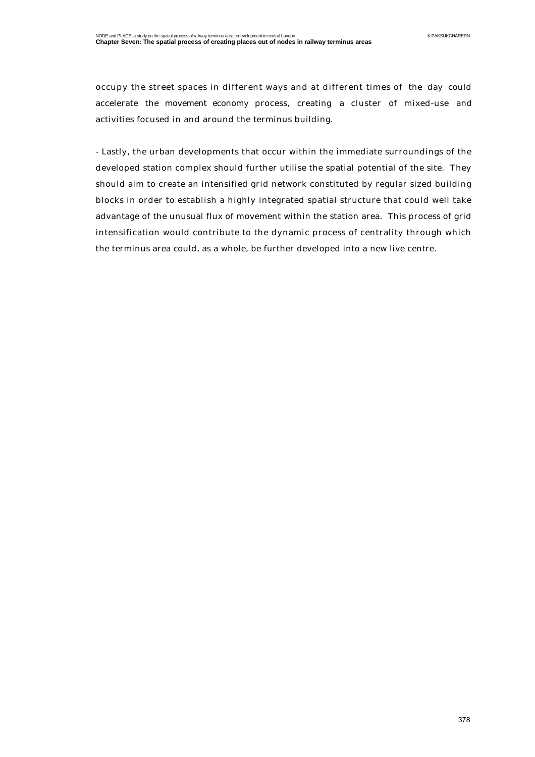occupy the street spaces in different ways and at different times of the day could accelerate the movement economy process, creating a cluster of mixed-use and activities focused in and around the terminus building.

- Lastly, the urban developments that occur within the immediate surroundings of the developed station complex should further utilise the spatial potential of the site. They should aim to create an intensified grid network constituted by regular sized building blocks in order to establish a highly integrated spatial structure that could well take advantage of the unusual flux of movement within the station area. This process of grid intensification would contribute to the dynamic process of centrality through which the terminus area could, as a whole, be further developed into a new live centre.